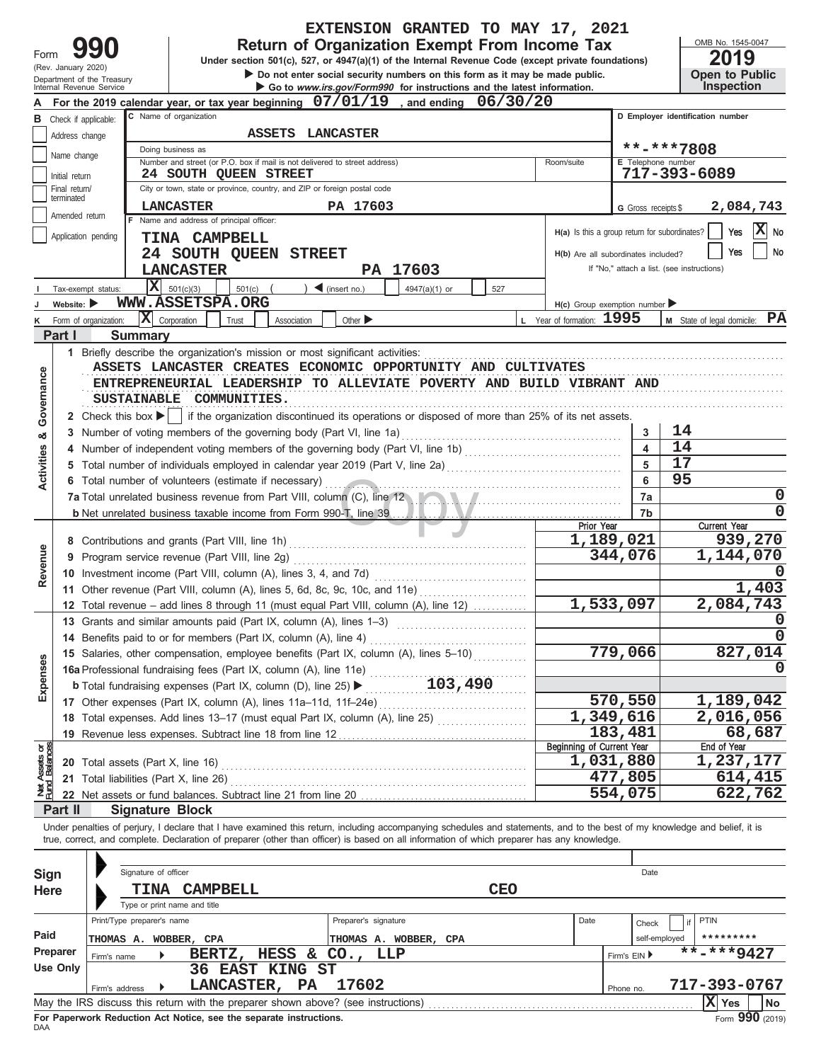# EXTENSION GRANTED TO MAY 17, 2021

Form **990** (Rev. January 2020) Department of the Treasury Internal Revenue Service

## Return of Organization Exempt From Income Tax

Under section 501(c), 527, or 4947(a)(1) of the Internal Revenue Code (except private foundations)

▶ Do not enter social security numbers on this form as it may be made public.

▶ Go to www.irs.gov/Form990 for instructions and the latest information.

OMB No. 1545-0047 **2019** Open to Public Inspection

**A** For the 2019 calendar year, or tax year beginning 07/01/19, and ending 06/30/20

**B** Check if applicable: Address change / Name change / Initial return / Final return/terminated / Amended return / Application pending

**C** Name of organization: ASSETS LANCASTER

Doing business as

Number and street (or P.O. box if mail is not delivered to street address): 24 SOUTH QUEEN STREET — Room/suite

City or town, state or province, country, and ZIP or foreign postal code: LANCASTER PA 17603

**D** Employer identification number: **-***7808

**E** Telephone number: 717-393-6089

**G** Gross receipts $ 2,084,743

**F** Name and address of principal officer: TINA CAMPBELL, 24 SOUTH QUEEN STREET, LANCASTER PA 17603

H(a) Is this a group return for subordinates? Yes [ ] No [X]

H(b) Are all subordinates included? Yes [ ] No [ ] If "No," attach a list. (see instructions)

**I** Tax-exempt status: [X] 501(c)(3) [ ] 501(c) ( ) ◀ (insert no.) [ ] 4947(a)(1) or [ ] 527

**J** Website: ▶ WWW.ASSETSPA.ORG

H(c) Group exemption number ▶

**K** Form of organization: [X] Corporation [ ] Trust [ ] Association [ ] Other ▶

**L** Year of formation: 1995 **M** State of legal domicile: PA

## Part I Summary

### Activities & Governance

1 Briefly describe the organization's mission or most significant activities:
ASSETS LANCASTER CREATES ECONOMIC OPPORTUNITY AND CULTIVATES ENTREPRENEURIAL LEADERSHIP TO ALLEVIATE POVERTY AND BUILD VIBRANT AND SUSTAINABLE COMMUNITIES.

2 Check this box ▶ [ ] if the organization discontinued its operations or disposed of more than 25% of its net assets.

| Line | Description | No. | Value |
|---|---|---|---|
| 3 | Number of voting members of the governing body (Part VI, line 1a) | 3 | 14 |
| 4 | Number of independent voting members of the governing body (Part VI, line 1b) | 4 | 14 |
| 5 | Total number of individuals employed in calendar year 2019 (Part V, line 2a) | 5 | 17 |
| 6 | Total number of volunteers (estimate if necessary) | 6 | 95 |
| 7a | Total unrelated business revenue from Part VIII, column (C), line 12 | 7a | 0 |
| b | Net unrelated business taxable income from Form 990-T, line 39 | 7b | 0 |

### Revenue, Expenses, Net Assets

| Line | Description | Prior Year | Current Year |
|---|---|---|---|
| 8 | Contributions and grants (Part VIII, line 1h) | 1,189,021 | 939,270 |
| 9 | Program service revenue (Part VIII, line 2g) | 344,076 | 1,144,070 |
| 10 | Investment income (Part VIII, column (A), lines 3, 4, and 7d) | | 0 |
| 11 | Other revenue (Part VIII, column (A), lines 5, 6d, 8c, 9c, 10c, and 11e) | | 1,403 |
| 12 | Total revenue – add lines 8 through 11 (must equal Part VIII, column (A), line 12) | 1,533,097 | 2,084,743 |
| 13 | Grants and similar amounts paid (Part IX, column (A), lines 1–3) | | 0 |
| 14 | Benefits paid to or for members (Part IX, column (A), line 4) | | 0 |
| 15 | Salaries, other compensation, employee benefits (Part IX, column (A), lines 5–10) | 779,066 | 827,014 |
| 16a | Professional fundraising fees (Part IX, column (A), line 11e) | | 0 |
| b | Total fundraising expenses (Part IX, column (D), line 25) ▶ 103,490 | | |
| 17 | Other expenses (Part IX, column (A), lines 11a–11d, 11f–24e) | 570,550 | 1,189,042 |
| 18 | Total expenses. Add lines 13–17 (must equal Part IX, column (A), line 25) | 1,349,616 | 2,016,056 |
| 19 | Revenue less expenses. Subtract line 18 from line 12 | 183,481 | 68,687 |
| | | **Beginning of Current Year** | **End of Year** |
| 20 | Total assets (Part X, line 16) | 1,031,880 | 1,237,177 |
| 21 | Total liabilities (Part X, line 26) | 477,805 | 614,415 |
| 22 | Net assets or fund balances. Subtract line 21 from line 20 | 554,075 | 622,762 |

## Part II Signature Block

Under penalties of perjury, I declare that I have examined this return, including accompanying schedules and statements, and to the best of my knowledge and belief, it is true, correct, and complete. Declaration of preparer (other than officer) is based on all information of which preparer has any knowledge.

**Sign Here**

Signature of officer — Date

TINA CAMPBELL CEO

Type or print name and title

**Paid Preparer Use Only**

| Print/Type preparer's name | Preparer's signature | Date | Check [ ] if self-employed | PTIN |
|---|---|---|---|---|
| THOMAS A. WOBBER, CPA | THOMAS A. WOBBER, CPA | | | ********* |

Firm's name ▶ BERTZ, HESS & CO., LLP — Firm's EIN ▶ **-***9427

Firm's address ▶ 36 EAST KING ST, LANCASTER, PA 17602 — Phone no. 717-393-0767

May the IRS discuss this return with the preparer shown above? (see instructions) [X] Yes [ ] No

For Paperwork Reduction Act Notice, see the separate instructions.

DAA Form **990** (2019)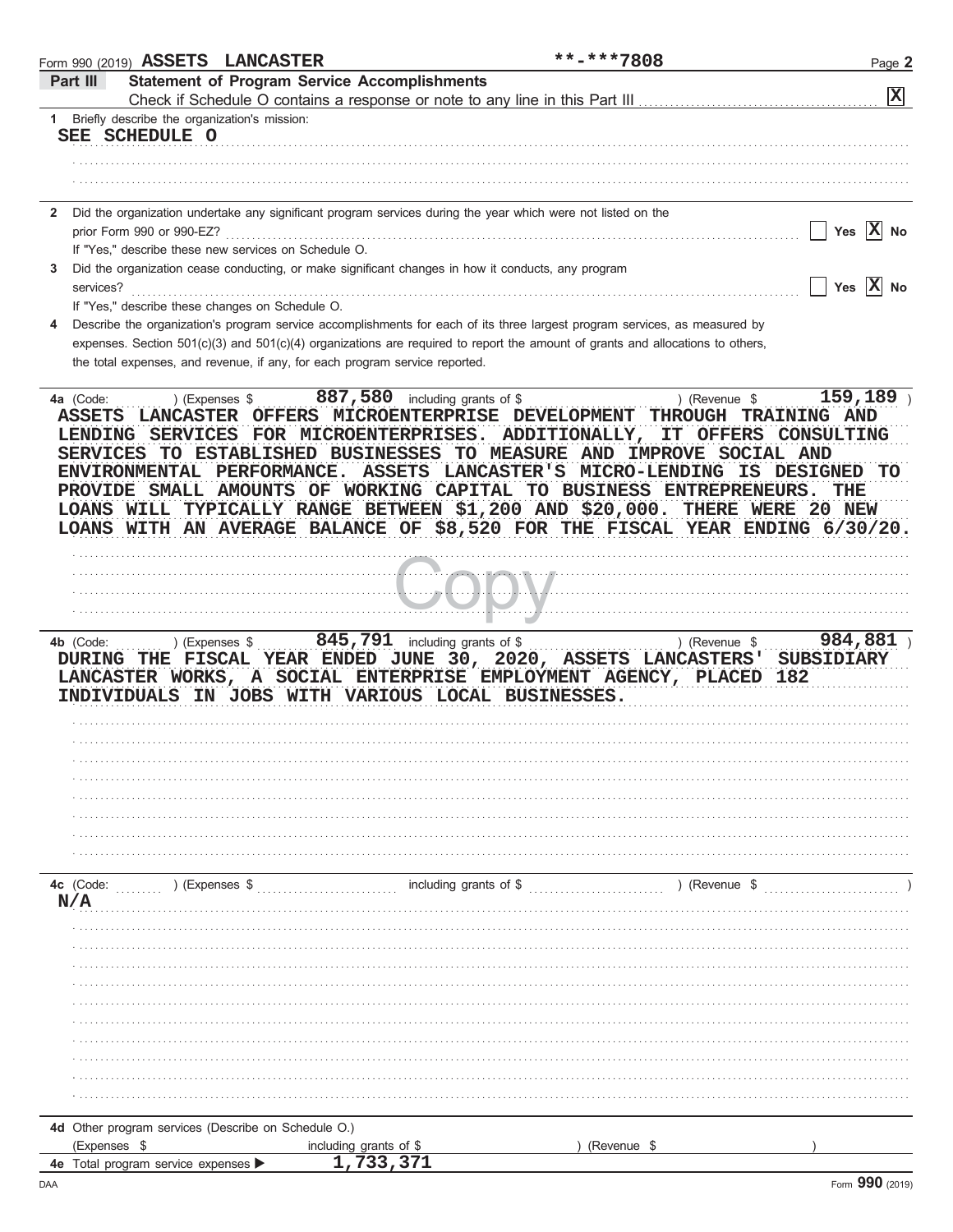Form 990 (2019) ASSETS LANCASTER **-***7808

## Part III Statement of Program Service Accomplishments

Check if Schedule O contains a response or note to any line in this Part III ..... [X]

1 Briefly describe the organization's mission:

SEE SCHEDULE O

2 Did the organization undertake any significant program services during the year which were not listed on the prior Form 990 or 990-EZ? ..... [ ] Yes [X] No

If "Yes," describe these new services on Schedule O.

3 Did the organization cease conducting, or make significant changes in how it conducts, any program services? ..... [ ] Yes [X] No

If "Yes," describe these changes on Schedule O.

4 Describe the organization's program service accomplishments for each of its three largest program services, as measured by expenses. Section 501(c)(3) and 501(c)(4) organizations are required to report the amount of grants and allocations to others, the total expenses, and revenue, if any, for each program service reported.

**4a** (Code: ) (Expenses $ 887,580 including grants of $ ) (Revenue $ 159,189 )

ASSETS LANCASTER OFFERS MICROENTERPRISE DEVELOPMENT THROUGH TRAINING AND LENDING SERVICES FOR MICROENTERPRISES. ADDITIONALLY, IT OFFERS CONSULTING SERVICES TO ESTABLISHED BUSINESSES TO MEASURE AND IMPROVE SOCIAL AND ENVIRONMENTAL PERFORMANCE. ASSETS LANCASTER'S MICRO-LENDING IS DESIGNED TO PROVIDE SMALL AMOUNTS OF WORKING CAPITAL TO BUSINESS ENTREPRENEURS. THE LOANS WILL TYPICALLY RANGE BETWEEN $1,200 AND $20,000. THERE WERE 20 NEW LOANS WITH AN AVERAGE BALANCE OF $8,520 FOR THE FISCAL YEAR ENDING 6/30/20.

**4b** (Code: ) (Expenses $ 845,791 including grants of $ ) (Revenue $ 984,881 )

DURING THE FISCAL YEAR ENDED JUNE 30, 2020, ASSETS LANCASTERS' SUBSIDIARY LANCASTER WORKS, A SOCIAL ENTERPRISE EMPLOYMENT AGENCY, PLACED 182 INDIVIDUALS IN JOBS WITH VARIOUS LOCAL BUSINESSES.

**4c** (Code: ) (Expenses $ including grants of $ ) (Revenue $ )

N/A

**4d** Other program services (Describe on Schedule O.)

(Expenses $ including grants of $ ) (Revenue $ )

**4e** Total program service expenses ▶ 1,733,371

Form **990** (2019)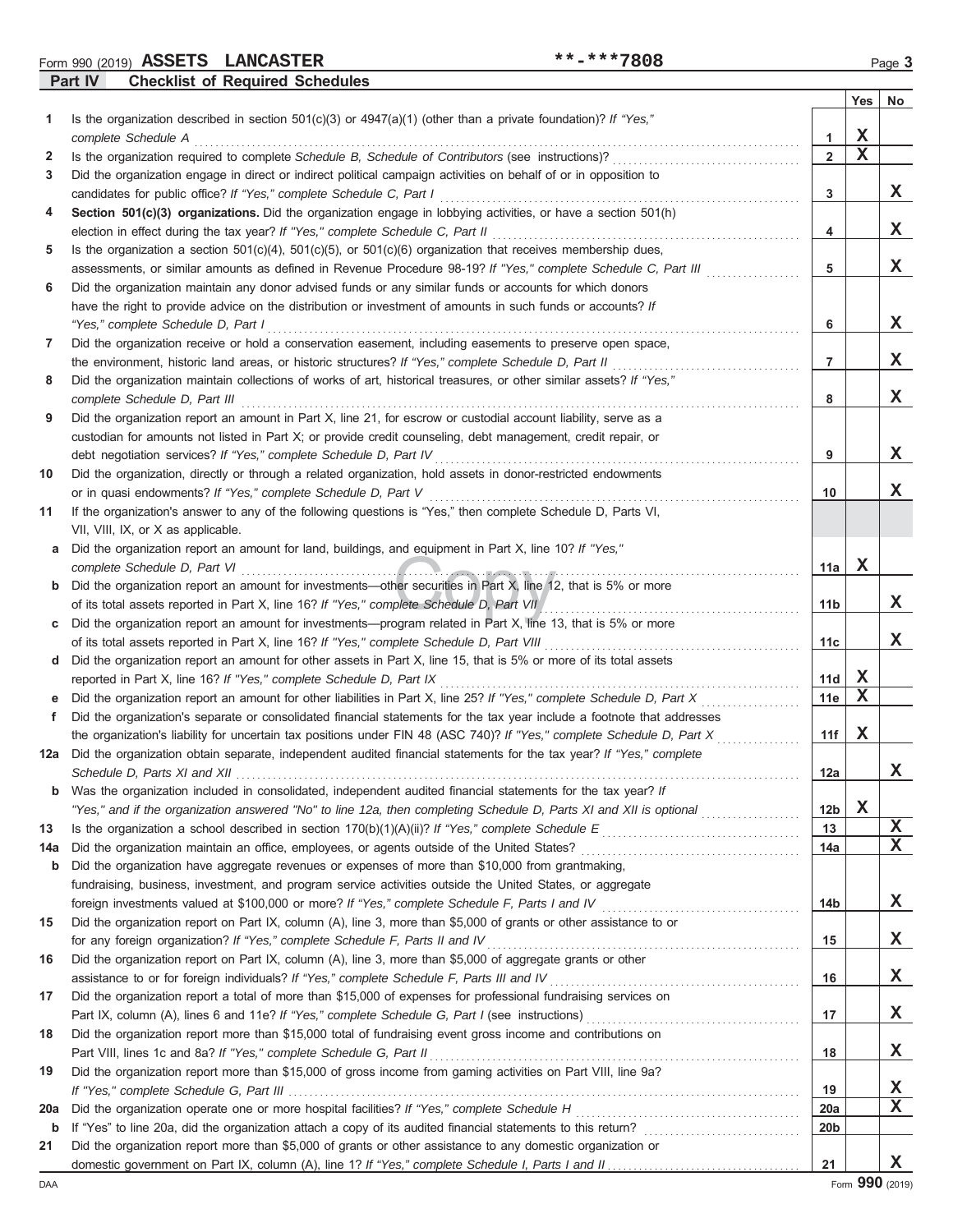Form 990 (2019) **ASSETS LANCASTER** **-***7808

## Part IV Checklist of Required Schedules

| | | | Yes | No |
|---|---|---|---|---|
| 1 | Is the organization described in section 501(c)(3) or 4947(a)(1) (other than a private foundation)? *If "Yes," complete Schedule A* | 1 | X | |
| 2 | Is the organization required to complete *Schedule B, Schedule of Contributors* (see instructions)? | 2 | X | |
| 3 | Did the organization engage in direct or indirect political campaign activities on behalf of or in opposition to candidates for public office? *If "Yes," complete Schedule C, Part I* | 3 | | X |
| 4 | **Section 501(c)(3) organizations.** Did the organization engage in lobbying activities, or have a section 501(h) election in effect during the tax year? *If "Yes," complete Schedule C, Part II* | 4 | | X |
| 5 | Is the organization a section 501(c)(4), 501(c)(5), or 501(c)(6) organization that receives membership dues, assessments, or similar amounts as defined in Revenue Procedure 98-19? *If "Yes," complete Schedule C, Part III* | 5 | | X |
| 6 | Did the organization maintain any donor advised funds or any similar funds or accounts for which donors have the right to provide advice on the distribution or investment of amounts in such funds or accounts? *If "Yes," complete Schedule D, Part I* | 6 | | X |
| 7 | Did the organization receive or hold a conservation easement, including easements to preserve open space, the environment, historic land areas, or historic structures? *If "Yes," complete Schedule D, Part II* | 7 | | X |
| 8 | Did the organization maintain collections of works of art, historical treasures, or other similar assets? *If "Yes," complete Schedule D, Part III* | 8 | | X |
| 9 | Did the organization report an amount in Part X, line 21, for escrow or custodial account liability, serve as a custodian for amounts not listed in Part X; or provide credit counseling, debt management, credit repair, or debt negotiation services? *If "Yes," complete Schedule D, Part IV* | 9 | | X |
| 10 | Did the organization, directly or through a related organization, hold assets in donor-restricted endowments or in quasi endowments? *If "Yes," complete Schedule D, Part V* | 10 | | X |
| 11 | If the organization's answer to any of the following questions is "Yes," then complete Schedule D, Parts VI, VII, VIII, IX, or X as applicable. | | | |
| a | Did the organization report an amount for land, buildings, and equipment in Part X, line 10? *If "Yes," complete Schedule D, Part VI* | 11a | X | |
| b | Did the organization report an amount for investments—other securities in Part X, line 12, that is 5% or more of its total assets reported in Part X, line 16? *If "Yes," complete Schedule D, Part VII* | 11b | | X |
| c | Did the organization report an amount for investments—program related in Part X, line 13, that is 5% or more of its total assets reported in Part X, line 16? *If "Yes," complete Schedule D, Part VIII* | 11c | | X |
| d | Did the organization report an amount for other assets in Part X, line 15, that is 5% or more of its total assets reported in Part X, line 16? *If "Yes," complete Schedule D, Part IX* | 11d | X | |
| e | Did the organization report an amount for other liabilities in Part X, line 25? *If "Yes," complete Schedule D, Part X* | 11e | X | |
| f | Did the organization's separate or consolidated financial statements for the tax year include a footnote that addresses the organization's liability for uncertain tax positions under FIN 48 (ASC 740)? *If "Yes," complete Schedule D, Part X* | 11f | X | |
| 12a | Did the organization obtain separate, independent audited financial statements for the tax year? *If "Yes," complete Schedule D, Parts XI and XII* | 12a | | X |
| b | Was the organization included in consolidated, independent audited financial statements for the tax year? *If "Yes," and if the organization answered "No" to line 12a, then completing Schedule D, Parts XI and XII is optional* | 12b | X | |
| 13 | Is the organization a school described in section 170(b)(1)(A)(ii)? *If "Yes," complete Schedule E* | 13 | | X |
| 14a | Did the organization maintain an office, employees, or agents outside of the United States? | 14a | | X |
| b | Did the organization have aggregate revenues or expenses of more than $10,000 from grantmaking, fundraising, business, investment, and program service activities outside the United States, or aggregate foreign investments valued at $100,000 or more? *If "Yes," complete Schedule F, Parts I and IV* | 14b | | X |
| 15 | Did the organization report on Part IX, column (A), line 3, more than $5,000 of grants or other assistance to or for any foreign organization? *If "Yes," complete Schedule F, Parts II and IV* | 15 | | X |
| 16 | Did the organization report on Part IX, column (A), line 3, more than $5,000 of aggregate grants or other assistance to or for foreign individuals? *If "Yes," complete Schedule F, Parts III and IV* | 16 | | X |
| 17 | Did the organization report a total of more than $15,000 of expenses for professional fundraising services on Part IX, column (A), lines 6 and 11e? *If "Yes," complete Schedule G, Part I* (see instructions) | 17 | | X |
| 18 | Did the organization report more than $15,000 total of fundraising event gross income and contributions on Part VIII, lines 1c and 8a? *If "Yes," complete Schedule G, Part II* | 18 | | X |
| 19 | Did the organization report more than $15,000 of gross income from gaming activities on Part VIII, line 9a? *If "Yes," complete Schedule G, Part III* | 19 | | X |
| 20a | Did the organization operate one or more hospital facilities? *If "Yes," complete Schedule H* | 20a | | X |
| b | If "Yes" to line 20a, did the organization attach a copy of its audited financial statements to this return? | 20b | | |
| 21 | Did the organization report more than $5,000 of grants or other assistance to any domestic organization or domestic government on Part IX, column (A), line 1? *If "Yes," complete Schedule I, Parts I and II* | 21 | | X |

Form **990** (2019)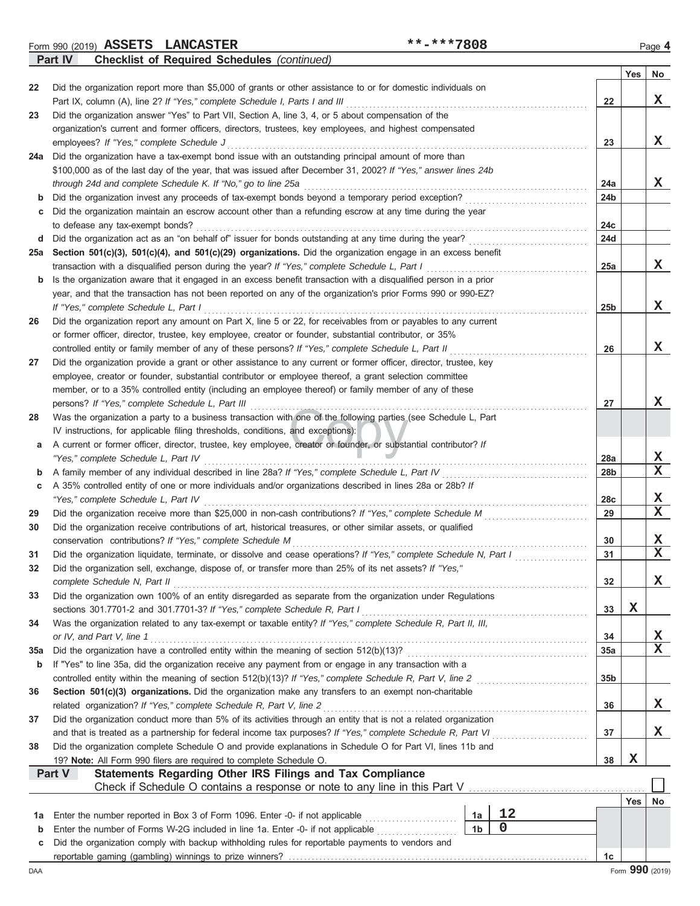Form 990 (2019) **ASSETS LANCASTER** **-***7808

## Part IV — Checklist of Required Schedules *(continued)*

| | | | Yes | No |
|---|---|---|---|---|
| 22 | Did the organization report more than $5,000 of grants or other assistance to or for domestic individuals on Part IX, column (A), line 2? *If "Yes," complete Schedule I, Parts I and III* | 22 | | X |
| 23 | Did the organization answer "Yes" to Part VII, Section A, line 3, 4, or 5 about compensation of the organization's current and former officers, directors, trustees, key employees, and highest compensated employees? *If "Yes," complete Schedule J* | 23 | | X |
| 24a | Did the organization have a tax-exempt bond issue with an outstanding principal amount of more than $100,000 as of the last day of the year, that was issued after December 31, 2002? *If "Yes," answer lines 24b through 24d and complete Schedule K. If "No," go to line 25a* | 24a | | X |
| b | Did the organization invest any proceeds of tax-exempt bonds beyond a temporary period exception? | 24b | | |
| c | Did the organization maintain an escrow account other than a refunding escrow at any time during the year to defease any tax-exempt bonds? | 24c | | |
| d | Did the organization act as an "on behalf of" issuer for bonds outstanding at any time during the year? | 24d | | |
| 25a | **Section 501(c)(3), 501(c)(4), and 501(c)(29) organizations.** Did the organization engage in an excess benefit transaction with a disqualified person during the year? *If "Yes," complete Schedule L, Part I* | 25a | | X |
| b | Is the organization aware that it engaged in an excess benefit transaction with a disqualified person in a prior year, and that the transaction has not been reported on any of the organization's prior Forms 990 or 990-EZ? *If "Yes," complete Schedule L, Part I* | 25b | | X |
| 26 | Did the organization report any amount on Part X, line 5 or 22, for receivables from or payables to any current or former officer, director, trustee, key employee, creator or founder, substantial contributor, or 35% controlled entity or family member of any of these persons? *If "Yes," complete Schedule L, Part II* | 26 | | X |
| 27 | Did the organization provide a grant or other assistance to any current or former officer, director, trustee, key employee, creator or founder, substantial contributor or employee thereof, a grant selection committee member, or to a 35% controlled entity (including an employee thereof) or family member of any of these persons? *If "Yes," complete Schedule L, Part III* | 27 | | X |
| 28 | Was the organization a party to a business transaction with one of the following parties (see Schedule L, Part IV instructions, for applicable filing thresholds, conditions, and exceptions): | | | |
| a | A current or former officer, director, trustee, key employee, creator or founder, or substantial contributor? *If "Yes," complete Schedule L, Part IV* | 28a | | X |
| b | A family member of any individual described in line 28a? *If "Yes," complete Schedule L, Part IV* | 28b | | X |
| c | A 35% controlled entity of one or more individuals and/or organizations described in lines 28a or 28b? *If "Yes," complete Schedule L, Part IV* | 28c | | X |
| 29 | Did the organization receive more than $25,000 in non-cash contributions? *If "Yes," complete Schedule M* | 29 | | X |
| 30 | Did the organization receive contributions of art, historical treasures, or other similar assets, or qualified conservation contributions? *If "Yes," complete Schedule M* | 30 | | X |
| 31 | Did the organization liquidate, terminate, or dissolve and cease operations? *If "Yes," complete Schedule N, Part I* | 31 | | X |
| 32 | Did the organization sell, exchange, dispose of, or transfer more than 25% of its net assets? *If "Yes," complete Schedule N, Part II* | 32 | | X |
| 33 | Did the organization own 100% of an entity disregarded as separate from the organization under Regulations sections 301.7701-2 and 301.7701-3? *If "Yes," complete Schedule R, Part I* | 33 | X | |
| 34 | Was the organization related to any tax-exempt or taxable entity? *If "Yes," complete Schedule R, Part II, III, or IV, and Part V, line 1* | 34 | | X |
| 35a | Did the organization have a controlled entity within the meaning of section 512(b)(13)? | 35a | | X |
| b | If "Yes" to line 35a, did the organization receive any payment from or engage in any transaction with a controlled entity within the meaning of section 512(b)(13)? *If "Yes," complete Schedule R, Part V, line 2* | 35b | | |
| 36 | **Section 501(c)(3) organizations.** Did the organization make any transfers to an exempt non-charitable related organization? *If "Yes," complete Schedule R, Part V, line 2* | 36 | | X |
| 37 | Did the organization conduct more than 5% of its activities through an entity that is not a related organization and that is treated as a partnership for federal income tax purposes? *If "Yes," complete Schedule R, Part VI* | 37 | | X |
| 38 | Did the organization complete Schedule O and provide explanations in Schedule O for Part VI, lines 11b and 19? **Note:** All Form 990 filers are required to complete Schedule O. | 38 | X | |

## Part V — Statements Regarding Other IRS Filings and Tax Compliance

Check if Schedule O contains a response or note to any line in this Part V ☐

| | | | | | Yes | No |
|---|---|---|---|---|---|---|
| 1a | Enter the number reported in Box 3 of Form 1096. Enter -0- if not applicable | 1a | 12 | | | |
| b | Enter the number of Forms W-2G included in line 1a. Enter -0- if not applicable | 1b | 0 | | | |
| c | Did the organization comply with backup withholding rules for reportable payments to vendors and reportable gaming (gambling) winnings to prize winners? | | | 1c | | |

DAA Form **990** (2019)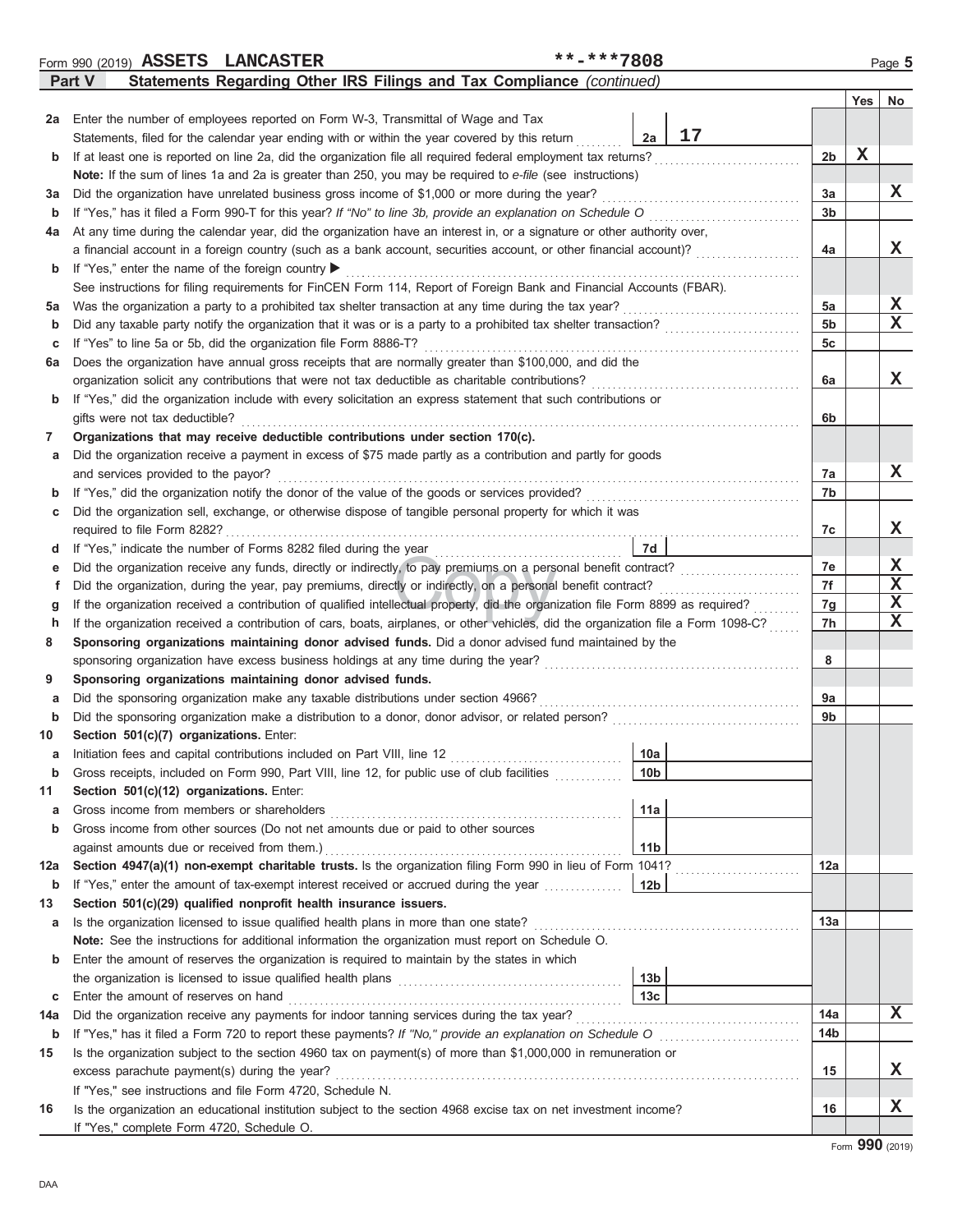Form 990 (2019) **ASSETS LANCASTER** **-***7808 Page **5**

## Part V Statements Regarding Other IRS Filings and Tax Compliance *(continued)*

| | | | | Yes | No |
|---|---|---|---|---|---|
| **2a** | Enter the number of employees reported on Form W-3, Transmittal of Wage and Tax Statements, filed for the calendar year ending with or within the year covered by this return | 2a: 17 | | | |
| **b** | If at least one is reported on line 2a, did the organization file all required federal employment tax returns? | | 2b | X | |
| | **Note:** If the sum of lines 1a and 2a is greater than 250, you may be required to *e-file* (see instructions) | | | | |
| **3a** | Did the organization have unrelated business gross income of $1,000 or more during the year? | | 3a | | X |
| **b** | If "Yes," has it filed a Form 990-T for this year? *If "No" to line 3b, provide an explanation on Schedule O* | | 3b | | |
| **4a** | At any time during the calendar year, did the organization have an interest in, or a signature or other authority over, a financial account in a foreign country (such as a bank account, securities account, or other financial account)? | | 4a | | X |
| **b** | If "Yes," enter the name of the foreign country ▶ | | | | |
| | See instructions for filing requirements for FinCEN Form 114, Report of Foreign Bank and Financial Accounts (FBAR). | | | | |
| **5a** | Was the organization a party to a prohibited tax shelter transaction at any time during the tax year? | | 5a | | X |
| **b** | Did any taxable party notify the organization that it was or is a party to a prohibited tax shelter transaction? | | 5b | | X |
| **c** | If "Yes" to line 5a or 5b, did the organization file Form 8886-T? | | 5c | | |
| **6a** | Does the organization have annual gross receipts that are normally greater than $100,000, and did the organization solicit any contributions that were not tax deductible as charitable contributions? | | 6a | | X |
| **b** | If "Yes," did the organization include with every solicitation an express statement that such contributions or gifts were not tax deductible? | | 6b | | |
| **7** | **Organizations that may receive deductible contributions under section 170(c).** | | | | |
| **a** | Did the organization receive a payment in excess of $75 made partly as a contribution and partly for goods and services provided to the payor? | | 7a | | X |
| **b** | If "Yes," did the organization notify the donor of the value of the goods or services provided? | | 7b | | |
| **c** | Did the organization sell, exchange, or otherwise dispose of tangible personal property for which it was required to file Form 8282? | | 7c | | X |
| **d** | If "Yes," indicate the number of Forms 8282 filed during the year | 7d | | | |
| **e** | Did the organization receive any funds, directly or indirectly, to pay premiums on a personal benefit contract? | | 7e | | X |
| **f** | Did the organization, during the year, pay premiums, directly or indirectly, on a personal benefit contract? | | 7f | | X |
| **g** | If the organization received a contribution of qualified intellectual property, did the organization file Form 8899 as required? | | 7g | | X |
| **h** | If the organization received a contribution of cars, boats, airplanes, or other vehicles, did the organization file a Form 1098-C? | | 7h | | X |
| **8** | **Sponsoring organizations maintaining donor advised funds.** Did a donor advised fund maintained by the sponsoring organization have excess business holdings at any time during the year? | | 8 | | |
| **9** | **Sponsoring organizations maintaining donor advised funds.** | | | | |
| **a** | Did the sponsoring organization make any taxable distributions under section 4966? | | 9a | | |
| **b** | Did the sponsoring organization make a distribution to a donor, donor advisor, or related person? | | 9b | | |
| **10** | **Section 501(c)(7) organizations.** Enter: | | | | |
| **a** | Initiation fees and capital contributions included on Part VIII, line 12 | 10a | | | |
| **b** | Gross receipts, included on Form 990, Part VIII, line 12, for public use of club facilities | 10b | | | |
| **11** | **Section 501(c)(12) organizations.** Enter: | | | | |
| **a** | Gross income from members or shareholders | 11a | | | |
| **b** | Gross income from other sources (Do not net amounts due or paid to other sources against amounts due or received from them.) | 11b | | | |
| **12a** | **Section 4947(a)(1) non-exempt charitable trusts.** Is the organization filing Form 990 in lieu of Form 1041? | | 12a | | |
| **b** | If "Yes," enter the amount of tax-exempt interest received or accrued during the year | 12b | | | |
| **13** | **Section 501(c)(29) qualified nonprofit health insurance issuers.** | | | | |
| **a** | Is the organization licensed to issue qualified health plans in more than one state? | | 13a | | |
| | **Note:** See the instructions for additional information the organization must report on Schedule O. | | | | |
| **b** | Enter the amount of reserves the organization is required to maintain by the states in which the organization is licensed to issue qualified health plans | 13b | | | |
| **c** | Enter the amount of reserves on hand | 13c | | | |
| **14a** | Did the organization receive any payments for indoor tanning services during the tax year? | | 14a | | X |
| **b** | If "Yes," has it filed a Form 720 to report these payments? *If "No," provide an explanation on Schedule O* | | 14b | | |
| **15** | Is the organization subject to the section 4960 tax on payment(s) of more than $1,000,000 in remuneration or excess parachute payment(s) during the year? | | 15 | | X |
| | If "Yes," see instructions and file Form 4720, Schedule N. | | | | |
| **16** | Is the organization an educational institution subject to the section 4968 excise tax on net investment income? | | 16 | | X |
| | If "Yes," complete Form 4720, Schedule O. | | | | |

Form **990** (2019)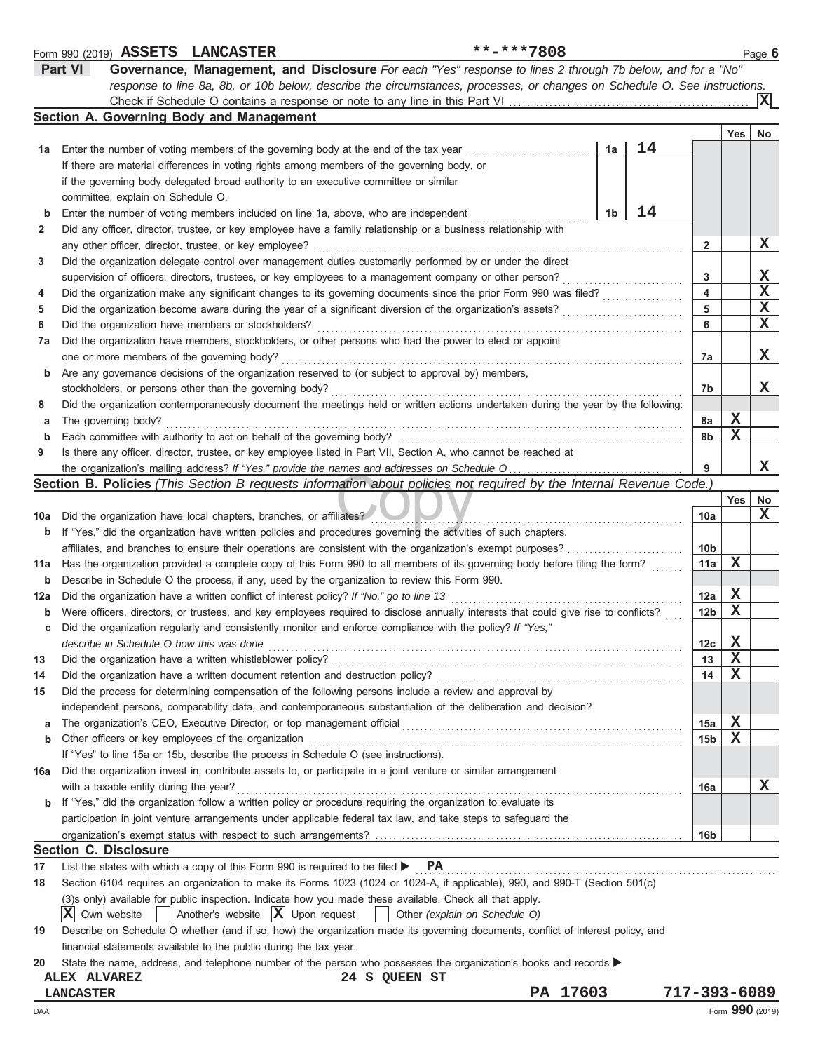Form 990 (2019) **ASSETS LANCASTER** **-***7808 

## Part VI Governance, Management, and Disclosure

*For each "Yes" response to lines 2 through 7b below, and for a "No" response to line 8a, 8b, or 10b below, describe the circumstances, processes, or changes on Schedule O. See instructions.*

Check if Schedule O contains a response or note to any line in this Part VI ..... [X]

### Section A. Governing Body and Management

| | | | | Yes | No |
|---|---|---|---|---|---|
| **1a** | Enter the number of voting members of the governing body at the end of the tax year | 1a | 14 | | |
| | If there are material differences in voting rights among members of the governing body, or if the governing body delegated broad authority to an executive committee or similar committee, explain on Schedule O. | | | | |
| **b** | Enter the number of voting members included on line 1a, above, who are independent | 1b | 14 | | |
| **2** | Did any officer, director, trustee, or key employee have a family relationship or a business relationship with any other officer, director, trustee, or key employee? | 2 | | | X |
| **3** | Did the organization delegate control over management duties customarily performed by or under the direct supervision of officers, directors, trustees, or key employees to a management company or other person? | 3 | | | X |
| **4** | Did the organization make any significant changes to its governing documents since the prior Form 990 was filed? | 4 | | | X |
| **5** | Did the organization become aware during the year of a significant diversion of the organization's assets? | 5 | | | X |
| **6** | Did the organization have members or stockholders? | 6 | | | X |
| **7a** | Did the organization have members, stockholders, or other persons who had the power to elect or appoint one or more members of the governing body? | 7a | | | X |
| **b** | Are any governance decisions of the organization reserved to (or subject to approval by) members, stockholders, or persons other than the governing body? | 7b | | | X |
| **8** | Did the organization contemporaneously document the meetings held or written actions undertaken during the year by the following: | | | | |
| **a** | The governing body? | 8a | | X | |
| **b** | Each committee with authority to act on behalf of the governing body? | 8b | | X | |
| **9** | Is there any officer, director, trustee, or key employee listed in Part VII, Section A, who cannot be reached at the organization's mailing address? *If "Yes," provide the names and addresses on Schedule O* | 9 | | | X |

### Section B. Policies *(This Section B requests information about policies not required by the Internal Revenue Code.)*

| | | | Yes | No |
|---|---|---|---|---|
| **10a** | Did the organization have local chapters, branches, or affiliates? | 10a | | X |
| **b** | If "Yes," did the organization have written policies and procedures governing the activities of such chapters, affiliates, and branches to ensure their operations are consistent with the organization's exempt purposes? | 10b | | |
| **11a** | Has the organization provided a complete copy of this Form 990 to all members of its governing body before filing the form? | 11a | X | |
| **b** | Describe in Schedule O the process, if any, used by the organization to review this Form 990. | | | |
| **12a** | Did the organization have a written conflict of interest policy? *If "No," go to line 13* | 12a | X | |
| **b** | Were officers, directors, or trustees, and key employees required to disclose annually interests that could give rise to conflicts? | 12b | X | |
| **c** | Did the organization regularly and consistently monitor and enforce compliance with the policy? *If "Yes," describe in Schedule O how this was done* | 12c | X | |
| **13** | Did the organization have a written whistleblower policy? | 13 | X | |
| **14** | Did the organization have a written document retention and destruction policy? | 14 | X | |
| **15** | Did the process for determining compensation of the following persons include a review and approval by independent persons, comparability data, and contemporaneous substantiation of the deliberation and decision? | | | |
| **a** | The organization's CEO, Executive Director, or top management official | 15a | X | |
| **b** | Other officers or key employees of the organization | 15b | X | |
| | If "Yes" to line 15a or 15b, describe the process in Schedule O (see instructions). | | | |
| **16a** | Did the organization invest in, contribute assets to, or participate in a joint venture or similar arrangement with a taxable entity during the year? | 16a | | X |
| **b** | If "Yes," did the organization follow a written policy or procedure requiring the organization to evaluate its participation in joint venture arrangements under applicable federal tax law, and take steps to safeguard the organization's exempt status with respect to such arrangements? | 16b | | |

### Section C. Disclosure

**17** List the states with which a copy of this Form 990 is required to be filed ▶ PA

**18** Section 6104 requires an organization to make its Forms 1023 (1024 or 1024-A, if applicable), 990, and 990-T (Section 501(c)(3)s only) available for public inspection. Indicate how you made these available. Check all that apply.

[X] Own website [ ] Another's website [X] Upon request [ ] Other *(explain on Schedule O)*

**19** Describe on Schedule O whether (and if so, how) the organization made its governing documents, conflict of interest policy, and financial statements available to the public during the tax year.

**20** State the name, address, and telephone number of the person who possesses the organization's books and records ▶

ALEX ALVAREZ 24 S QUEEN ST
LANCASTER PA 17603 717-393-6089

DAA Form **990** (2019)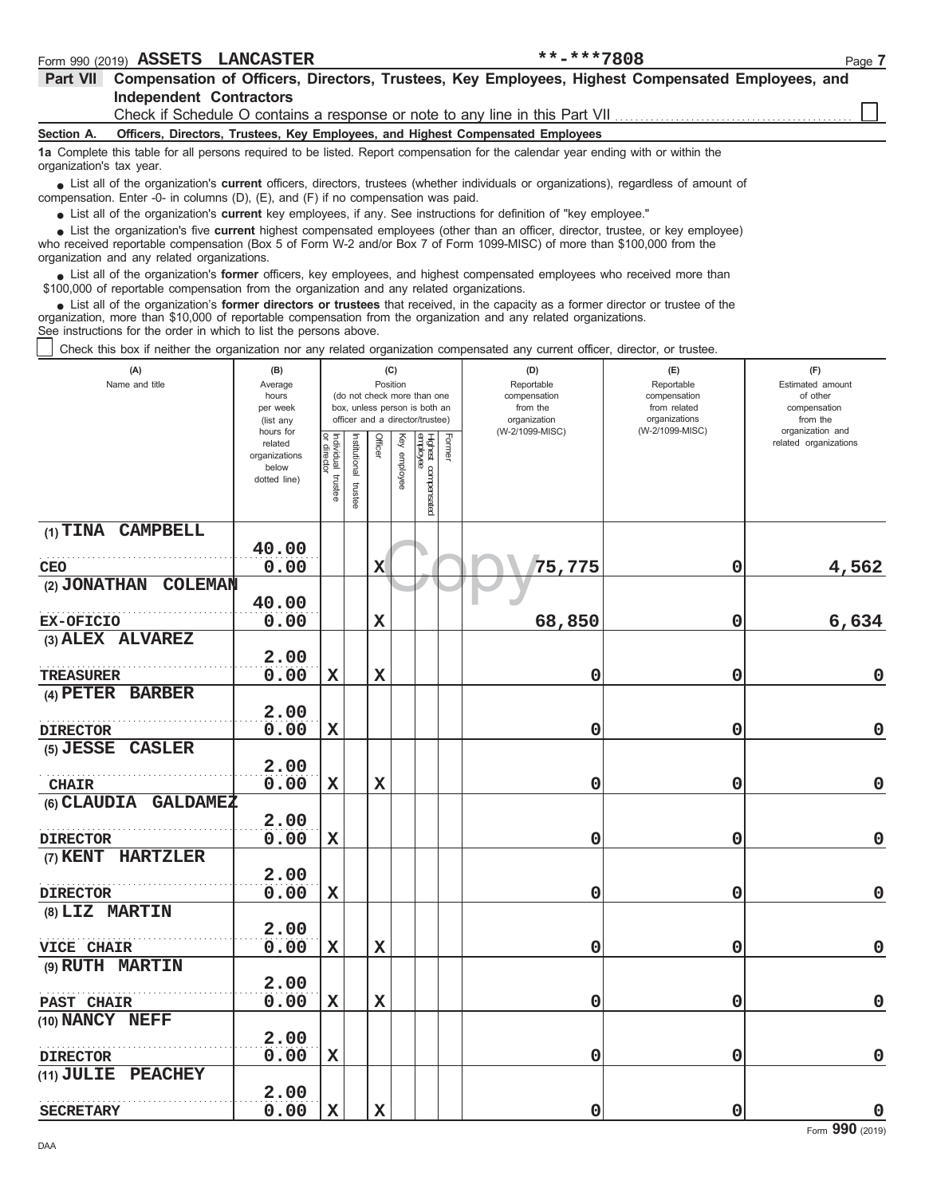Form 990 (2019) **ASSETS LANCASTER** **-***7808

## Part VII Compensation of Officers, Directors, Trustees, Key Employees, Highest Compensated Employees, and Independent Contractors

Check if Schedule O contains a response or note to any line in this Part VII ☐

**Section A. Officers, Directors, Trustees, Key Employees, and Highest Compensated Employees**

**1a** Complete this table for all persons required to be listed. Report compensation for the calendar year ending with or within the organization's tax year.

- List all of the organization's **current** officers, directors, trustees (whether individuals or organizations), regardless of amount of compensation. Enter -0- in columns (D), (E), and (F) if no compensation was paid.
- List all of the organization's **current** key employees, if any. See instructions for definition of "key employee."
- List the organization's five **current** highest compensated employees (other than an officer, director, trustee, or key employee) who received reportable compensation (Box 5 of Form W-2 and/or Box 7 of Form 1099-MISC) of more than $100,000 from the organization and any related organizations.
- List all of the organization's **former** officers, key employees, and highest compensated employees who received more than $100,000 of reportable compensation from the organization and any related organizations.
- List all of the organization's **former directors or trustees** that received, in the capacity as a former director or trustee of the organization, more than $10,000 of reportable compensation from the organization and any related organizations.

See instructions for the order in which to list the persons above.

☐ Check this box if neither the organization nor any related organization compensated any current officer, director, or trustee.

| (A) Name and title | (B) Average hours per week (list any hours for related organizations below dotted line) | (C) Position: Individual trustee or director | Institutional trustee | Officer | Key employee | Highest compensated employee | Former | (D) Reportable compensation from the organization (W-2/1099-MISC) | (E) Reportable compensation from related organizations (W-2/1099-MISC) | (F) Estimated amount of other compensation from the organization and related organizations |
|---|---|---|---|---|---|---|---|---|---|---|
| (1) TINA CAMPBELL<br>CEO | 40.00<br>0.00 | | | X | | | | 75,775 | 0 | 4,562 |
| (2) JONATHAN COLEMAN<br>EX-OFICIO | 40.00<br>0.00 | | | X | | | | 68,850 | 0 | 6,634 |
| (3) ALEX ALVAREZ<br>TREASURER | 2.00<br>0.00 | X | | X | | | | 0 | 0 | 0 |
| (4) PETER BARBER<br>DIRECTOR | 2.00<br>0.00 | X | | | | | | 0 | 0 | 0 |
| (5) JESSE CASLER<br>CHAIR | 2.00<br>0.00 | X | | X | | | | 0 | 0 | 0 |
| (6) CLAUDIA GALDAMEZ<br>DIRECTOR | 2.00<br>0.00 | X | | | | | | 0 | 0 | 0 |
| (7) KENT HARTZLER<br>DIRECTOR | 2.00<br>0.00 | X | | | | | | 0 | 0 | 0 |
| (8) LIZ MARTIN<br>VICE CHAIR | 2.00<br>0.00 | X | | X | | | | 0 | 0 | 0 |
| (9) RUTH MARTIN<br>PAST CHAIR | 2.00<br>0.00 | X | | X | | | | 0 | 0 | 0 |
| (10) NANCY NEFF<br>DIRECTOR | 2.00<br>0.00 | X | | | | | | 0 | 0 | 0 |
| (11) JULIE PEACHEY<br>SECRETARY | 2.00<br>0.00 | X | | X | | | | 0 | 0 | 0 |

Form **990** (2019)

DAA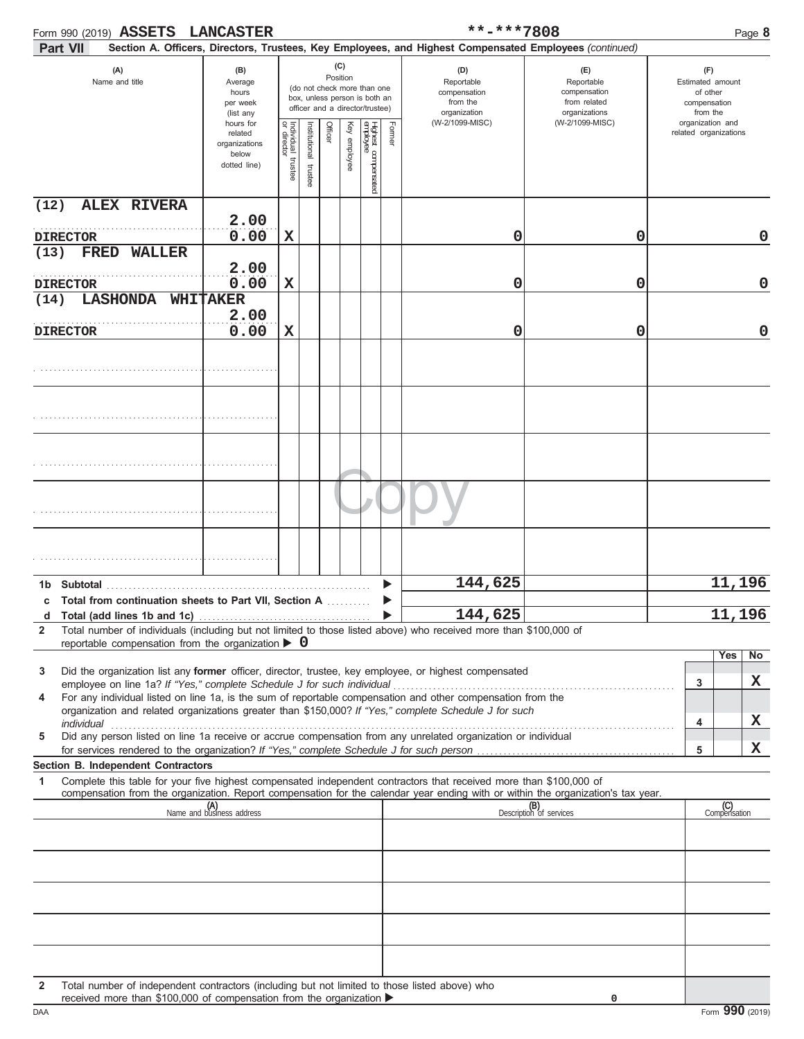Form 990 (2019) **ASSETS LANCASTER** **-***7808

**Part VII** **Section A. Officers, Directors, Trustees, Key Employees, and Highest Compensated Employees** *(continued)*

| (A) Name and title | (B) Average hours per week (list any hours for related organizations below dotted line) | (C) Position: Individual trustee or director | Institutional trustee | Officer | Key employee | Highest compensated employee | Former | (D) Reportable compensation from the organization (W-2/1099-MISC) | (E) Reportable compensation from related organizations (W-2/1099-MISC) | (F) Estimated amount of other compensation from the organization and related organizations |
|---|---|---|---|---|---|---|---|---|---|---|
| (12) ALEX RIVERA / DIRECTOR | 2.00 / 0.00 | X | | | | | | 0 | 0 | 0 |
| (13) FRED WALLER / DIRECTOR | 2.00 / 0.00 | X | | | | | | 0 | 0 | 0 |
| (14) LASHONDA WHITAKER / DIRECTOR | 2.00 / 0.00 | X | | | | | | 0 | 0 | 0 |
| | | | | | | | | | | |
| | | | | | | | | | | |
| | | | | | | | | | | |
| | | | | | | | | | | |
| | | | | | | | | | | |
| **1b Subtotal** | | | | | | | | 144,625 | | 11,196 |
| **c Total from continuation sheets to Part VII, Section A** | | | | | | | | | | |
| **d Total (add lines 1b and 1c)** | | | | | | | | 144,625 | | 11,196 |

**2** Total number of individuals (including but not limited to those listed above) who received more than $100,000 of reportable compensation from the organization ▶ **0**

| | | Yes | No |
|---|---|---|---|
| **3** Did the organization list any **former** officer, director, trustee, key employee, or highest compensated employee on line 1a? *If "Yes," complete Schedule J for such individual* | 3 | | X |
| **4** For any individual listed on line 1a, is the sum of reportable compensation and other compensation from the organization and related organizations greater than $150,000? *If "Yes," complete Schedule J for such individual* | 4 | | X |
| **5** Did any person listed on line 1a receive or accrue compensation from any unrelated organization or individual for services rendered to the organization? *If "Yes," complete Schedule J for such person* | 5 | | X |

**Section B. Independent Contractors**

**1** Complete this table for your five highest compensated independent contractors that received more than $100,000 of compensation from the organization. Report compensation for the calendar year ending with or within the organization's tax year.

| (A) Name and business address | (B) Description of services | (C) Compensation |
|---|---|---|
| | | |
| | | |
| | | |
| | | |
| | | |

**2** Total number of independent contractors (including but not limited to those listed above) who received more than $100,000 of compensation from the organization ▶ 0

DAA Form **990** (2019)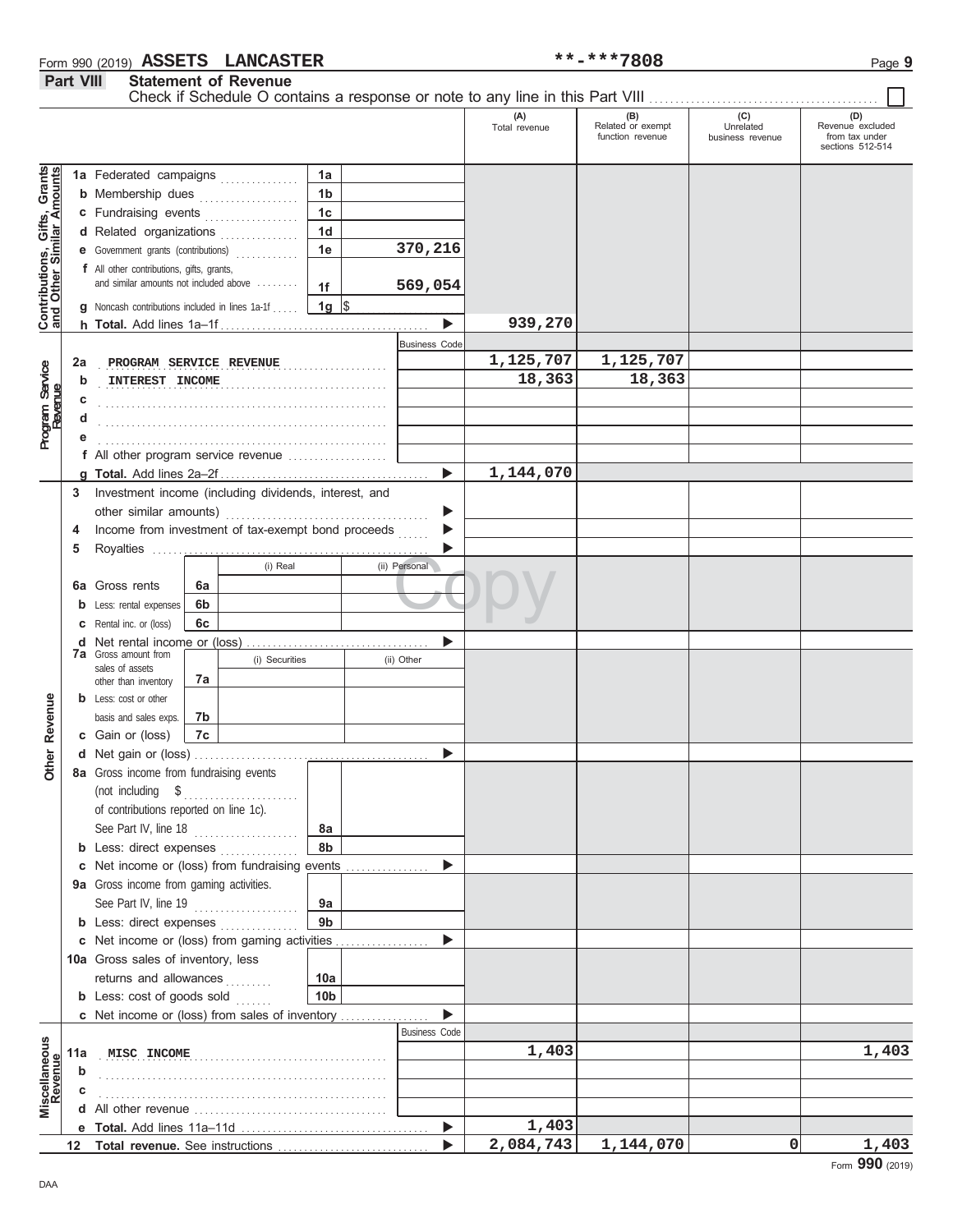Form 990 (2019) **ASSETS LANCASTER** **-***7808

## Part VIII Statement of Revenue

Check if Schedule O contains a response or note to any line in this Part VIII ☐

| | | | | (A) Total revenue | (B) Related or exempt function revenue | (C) Unrelated business revenue | (D) Revenue excluded from tax under sections 512-514 |
|---|---|---|---|---|---|---|---|
| **Contributions, Gifts, Grants and Other Similar Amounts** | 1a Federated campaigns | 1a | | | | | |
| | b Membership dues | 1b | | | | | |
| | c Fundraising events | 1c | | | | | |
| | d Related organizations | 1d | | | | | |
| | e Government grants (contributions) | 1e | 370,216 | | | | |
| | f All other contributions, gifts, grants, and similar amounts not included above | 1f | 569,054 | | | | |
| | g Noncash contributions included in lines 1a-1f | 1g | $ | | | | |
| | h **Total.** Add lines 1a–1f | | ▶ | 939,270 | | | |
| **Program Service Revenue** | | | Business Code | | | | |
| | 2a PROGRAM SERVICE REVENUE | | | 1,125,707 | 1,125,707 | | |
| | b INTEREST INCOME | | | 18,363 | 18,363 | | |
| | c | | | | | | |
| | d | | | | | | |
| | e | | | | | | |
| | f All other program service revenue | | | | | | |
| | g **Total.** Add lines 2a–2f | | ▶ | 1,144,070 | | | |
| **Other Revenue** | 3 Investment income (including dividends, interest, and other similar amounts) | | ▶ | | | | |
| | 4 Income from investment of tax-exempt bond proceeds | | ▶ | | | | |
| | 5 Royalties | | ▶ | | | | |
| | | (i) Real | (ii) Personal | | | | |
| | 6a Gross rents | 6a | | | | | |
| | b Less: rental expenses | 6b | | | | | |
| | c Rental inc. or (loss) | 6c | | | | | |
| | d Net rental income or (loss) | | ▶ | | | | |
| | 7a Gross amount from sales of assets other than inventory | (i) Securities | (ii) Other | | | | |
| | | 7a | | | | | |
| | b Less: cost or other basis and sales exps. | 7b | | | | | |
| | c Gain or (loss) | 7c | | | | | |
| | d Net gain or (loss) | | ▶ | | | | |
| | 8a Gross income from fundraising events (not including $ of contributions reported on line 1c). See Part IV, line 18 | 8a | | | | | |
| | b Less: direct expenses | 8b | | | | | |
| | c Net income or (loss) from fundraising events | | ▶ | | | | |
| | 9a Gross income from gaming activities. See Part IV, line 19 | 9a | | | | | |
| | b Less: direct expenses | 9b | | | | | |
| | c Net income or (loss) from gaming activities | | ▶ | | | | |
| | 10a Gross sales of inventory, less returns and allowances | 10a | | | | | |
| | b Less: cost of goods sold | 10b | | | | | |
| | c Net income or (loss) from sales of inventory | | ▶ | | | | |
| **Miscellaneous Revenue** | | | Business Code | | | | |
| | 11a MISC INCOME | | | 1,403 | | | 1,403 |
| | b | | | | | | |
| | c | | | | | | |
| | d All other revenue | | | | | | |
| | e **Total.** Add lines 11a–11d | | ▶ | 1,403 | | | |
| | 12 **Total revenue.** See instructions | | ▶ | 2,084,743 | 1,144,070 | 0 | 1,403 |

DAA

Form **990** (2019)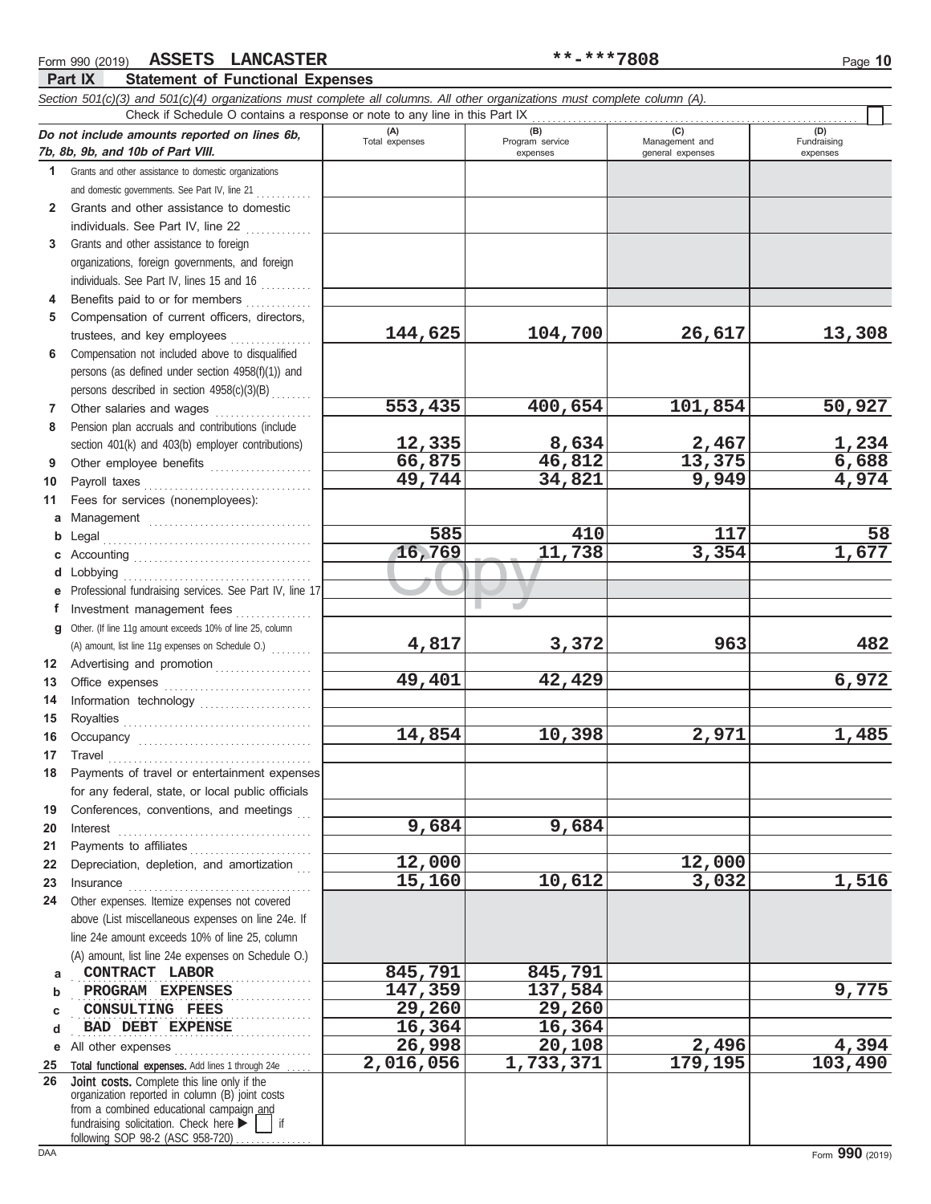Form 990 (2019) **ASSETS LANCASTER** **-***7808

## Part IX Statement of Functional Expenses

*Section 501(c)(3) and 501(c)(4) organizations must complete all columns. All other organizations must complete column (A).*

Check if Schedule O contains a response or note to any line in this Part IX ☐

| *Do not include amounts reported on lines 6b, 7b, 8b, 9b, and 10b of Part VIII.* | (A) Total expenses | (B) Program service expenses | (C) Management and general expenses | (D) Fundraising expenses |
|---|---|---|---|---|
| **1** Grants and other assistance to domestic organizations and domestic governments. See Part IV, line 21 | | | | |
| **2** Grants and other assistance to domestic individuals. See Part IV, line 22 | | | | |
| **3** Grants and other assistance to foreign organizations, foreign governments, and foreign individuals. See Part IV, lines 15 and 16 | | | | |
| **4** Benefits paid to or for members | | | | |
| **5** Compensation of current officers, directors, trustees, and key employees | 144,625 | 104,700 | 26,617 | 13,308 |
| **6** Compensation not included above to disqualified persons (as defined under section 4958(f)(1)) and persons described in section 4958(c)(3)(B) | | | | |
| **7** Other salaries and wages | 553,435 | 400,654 | 101,854 | 50,927 |
| **8** Pension plan accruals and contributions (include section 401(k) and 403(b) employer contributions) | 12,335 | 8,634 | 2,467 | 1,234 |
| **9** Other employee benefits | 66,875 | 46,812 | 13,375 | 6,688 |
| **10** Payroll taxes | 49,744 | 34,821 | 9,949 | 4,974 |
| **11** Fees for services (nonemployees): | | | | |
| **a** Management | | | | |
| **b** Legal | 585 | 410 | 117 | 58 |
| **c** Accounting | 16,769 | 11,738 | 3,354 | 1,677 |
| **d** Lobbying | | | | |
| **e** Professional fundraising services. See Part IV, line 17 | | | | |
| **f** Investment management fees | | | | |
| **g** Other. (If line 11g amount exceeds 10% of line 25, column (A) amount, list line 11g expenses on Schedule O.) | 4,817 | 3,372 | 963 | 482 |
| **12** Advertising and promotion | | | | |
| **13** Office expenses | 49,401 | 42,429 | | 6,972 |
| **14** Information technology | | | | |
| **15** Royalties | | | | |
| **16** Occupancy | 14,854 | 10,398 | 2,971 | 1,485 |
| **17** Travel | | | | |
| **18** Payments of travel or entertainment expenses for any federal, state, or local public officials | | | | |
| **19** Conferences, conventions, and meetings | | | | |
| **20** Interest | 9,684 | 9,684 | | |
| **21** Payments to affiliates | | | | |
| **22** Depreciation, depletion, and amortization | 12,000 | | 12,000 | |
| **23** Insurance | 15,160 | 10,612 | 3,032 | 1,516 |
| **24** Other expenses. Itemize expenses not covered above (List miscellaneous expenses on line 24e. If line 24e amount exceeds 10% of line 25, column (A) amount, list line 24e expenses on Schedule O.) | | | | |
| **a** CONTRACT LABOR | 845,791 | 845,791 | | |
| **b** PROGRAM EXPENSES | 147,359 | 137,584 | | 9,775 |
| **c** CONSULTING FEES | 29,260 | 29,260 | | |
| **d** BAD DEBT EXPENSE | 16,364 | 16,364 | | |
| **e** All other expenses | 26,998 | 20,108 | 2,496 | 4,394 |
| **25 Total functional expenses.** Add lines 1 through 24e | 2,016,056 | 1,733,371 | 179,195 | 103,490 |
| **26 Joint costs.** Complete this line only if the organization reported in column (B) joint costs from a combined educational campaign and fundraising solicitation. Check here ▶ ☐ if following SOP 98-2 (ASC 958-720) | | | | |

DAA Form **990** (2019)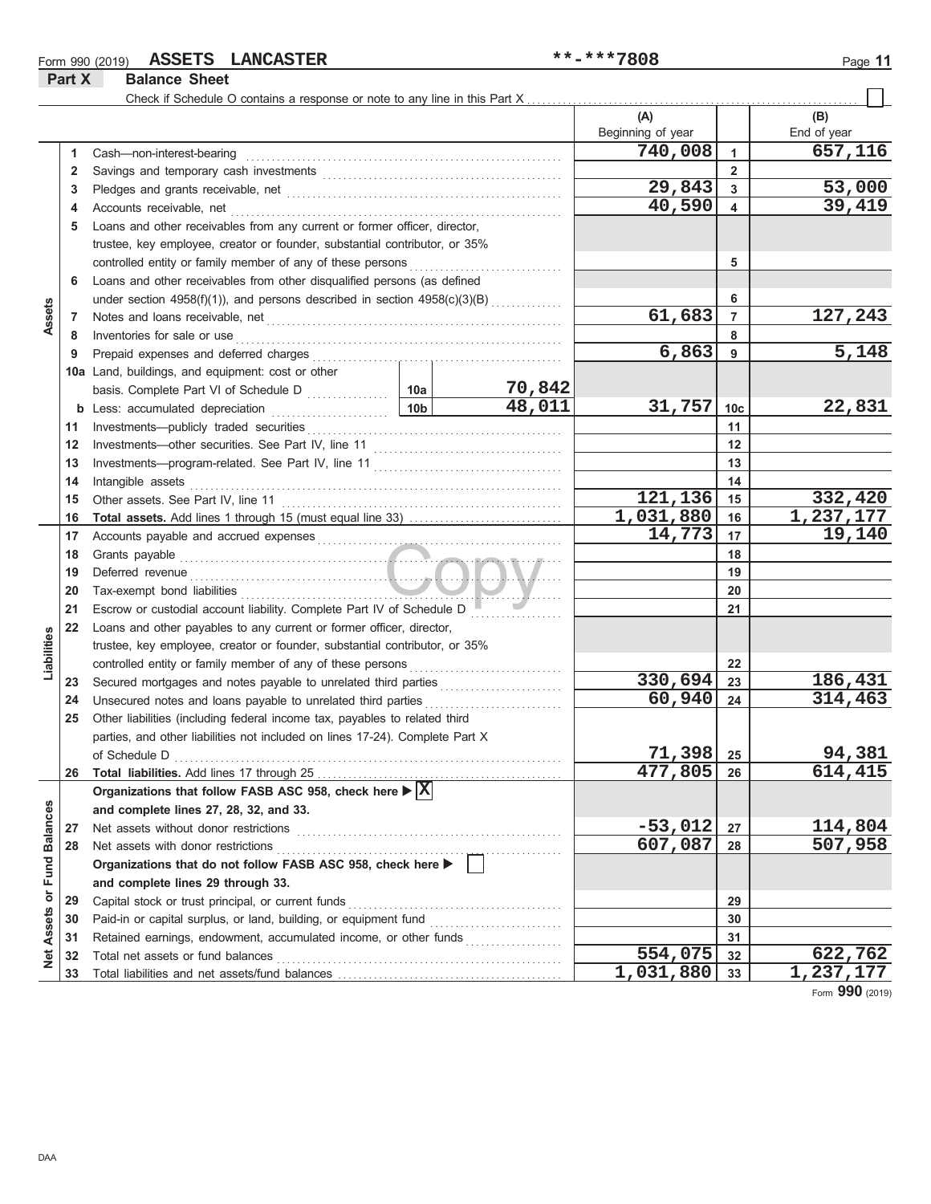Form 990 (2019) **ASSETS LANCASTER** **-***7808

## Part X Balance Sheet

Check if Schedule O contains a response or note to any line in this Part X ☐

| Section | Line | Description | | | (A) Beginning of year | | (B) End of year |
|---|---|---|---|---|---|---|---|
| Assets | 1 | Cash—non-interest-bearing | | | 740,008 | 1 | 657,116 |
| | 2 | Savings and temporary cash investments | | | | 2 | |
| | 3 | Pledges and grants receivable, net | | | 29,843 | 3 | 53,000 |
| | 4 | Accounts receivable, net | | | 40,590 | 4 | 39,419 |
| | 5 | Loans and other receivables from any current or former officer, director, trustee, key employee, creator or founder, substantial contributor, or 35% controlled entity or family member of any of these persons | | | | 5 | |
| | 6 | Loans and other receivables from other disqualified persons (as defined under section 4958(f)(1)), and persons described in section 4958(c)(3)(B) | | | | 6 | |
| | 7 | Notes and loans receivable, net | | | 61,683 | 7 | 127,243 |
| | 8 | Inventories for sale or use | | | | 8 | |
| | 9 | Prepaid expenses and deferred charges | | | 6,863 | 9 | 5,148 |
| | 10a | Land, buildings, and equipment: cost or other basis. Complete Part VI of Schedule D | 10a | 70,842 | | | |
| | b | Less: accumulated depreciation | 10b | 48,011 | 31,757 | 10c | 22,831 |
| | 11 | Investments—publicly traded securities | | | | 11 | |
| | 12 | Investments—other securities. See Part IV, line 11 | | | | 12 | |
| | 13 | Investments—program-related. See Part IV, line 11 | | | | 13 | |
| | 14 | Intangible assets | | | | 14 | |
| | 15 | Other assets. See Part IV, line 11 | | | 121,136 | 15 | 332,420 |
| | 16 | **Total assets.** Add lines 1 through 15 (must equal line 33) | | | 1,031,880 | 16 | 1,237,177 |
| Liabilities | 17 | Accounts payable and accrued expenses | | | 14,773 | 17 | 19,140 |
| | 18 | Grants payable | | | | 18 | |
| | 19 | Deferred revenue | | | | 19 | |
| | 20 | Tax-exempt bond liabilities | | | | 20 | |
| | 21 | Escrow or custodial account liability. Complete Part IV of Schedule D | | | | 21 | |
| | 22 | Loans and other payables to any current or former officer, director, trustee, key employee, creator or founder, substantial contributor, or 35% controlled entity or family member of any of these persons | | | | 22 | |
| | 23 | Secured mortgages and notes payable to unrelated third parties | | | 330,694 | 23 | 186,431 |
| | 24 | Unsecured notes and loans payable to unrelated third parties | | | 60,940 | 24 | 314,463 |
| | 25 | Other liabilities (including federal income tax, payables to related third parties, and other liabilities not included on lines 17-24). Complete Part X of Schedule D | | | 71,398 | 25 | 94,381 |
| | 26 | **Total liabilities.** Add lines 17 through 25 | | | 477,805 | 26 | 614,415 |
| Net Assets or Fund Balances | | **Organizations that follow FASB ASC 958, check here** ▶ ☒ **and complete lines 27, 28, 32, and 33.** | | | | | |
| | 27 | Net assets without donor restrictions | | | -53,012 | 27 | 114,804 |
| | 28 | Net assets with donor restrictions | | | 607,087 | 28 | 507,958 |
| | | **Organizations that do not follow FASB ASC 958, check here** ▶ ☐ **and complete lines 29 through 33.** | | | | | |
| | 29 | Capital stock or trust principal, or current funds | | | | 29 | |
| | 30 | Paid-in or capital surplus, or land, building, or equipment fund | | | | 30 | |
| | 31 | Retained earnings, endowment, accumulated income, or other funds | | | | 31 | |
| | 32 | Total net assets or fund balances | | | 554,075 | 32 | 622,762 |
| | 33 | Total liabilities and net assets/fund balances | | | 1,031,880 | 33 | 1,237,177 |

Form **990** (2019)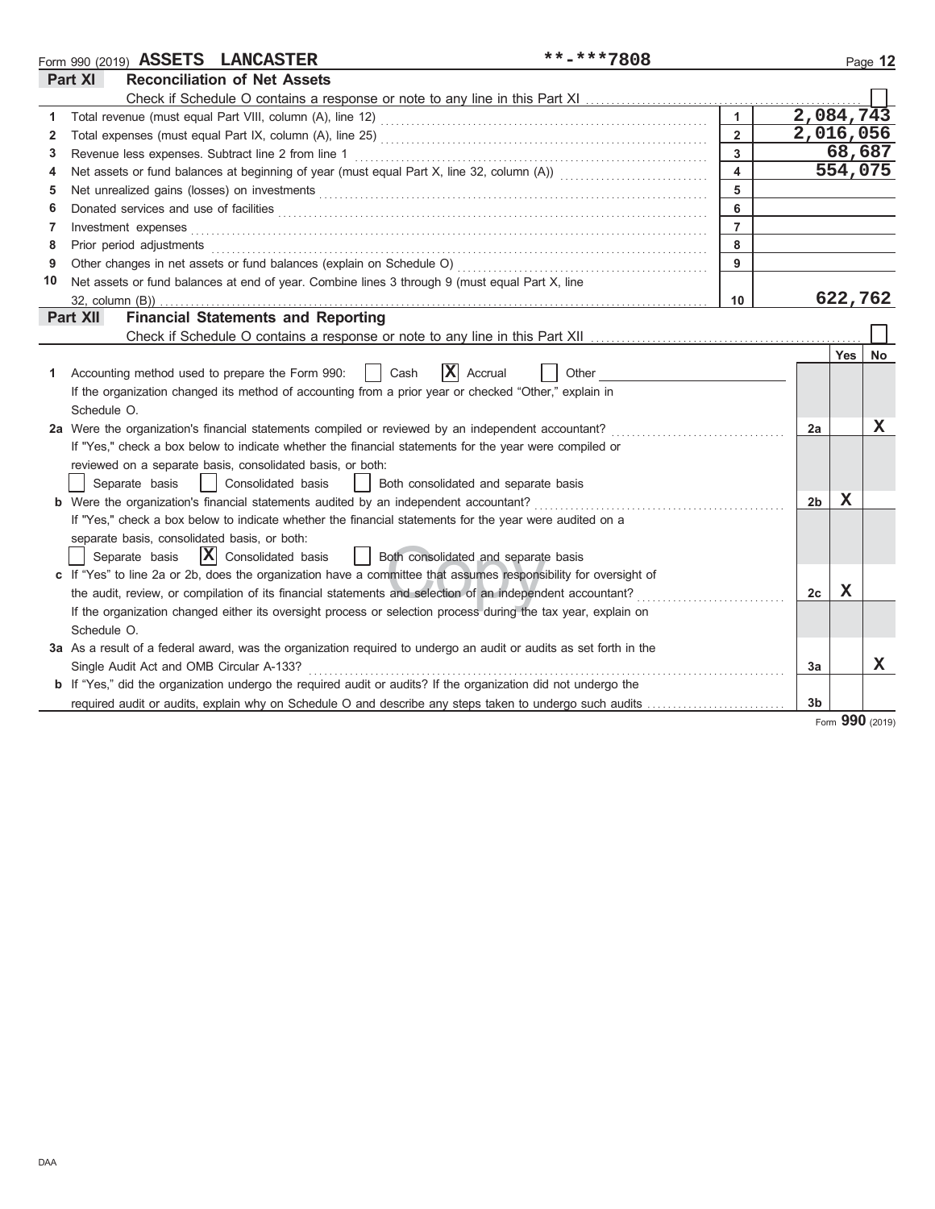Form 990 (2019) **ASSETS LANCASTER** **-***7808

## Part XI Reconciliation of Net Assets

Check if Schedule O contains a response or note to any line in this Part XI ☐

| | | | |
|---|---|---|---|
| 1 | Total revenue (must equal Part VIII, column (A), line 12) | 1 | 2,084,743 |
| 2 | Total expenses (must equal Part IX, column (A), line 25) | 2 | 2,016,056 |
| 3 | Revenue less expenses. Subtract line 2 from line 1 | 3 | 68,687 |
| 4 | Net assets or fund balances at beginning of year (must equal Part X, line 32, column (A)) | 4 | 554,075 |
| 5 | Net unrealized gains (losses) on investments | 5 | |
| 6 | Donated services and use of facilities | 6 | |
| 7 | Investment expenses | 7 | |
| 8 | Prior period adjustments | 8 | |
| 9 | Other changes in net assets or fund balances (explain on Schedule O) | 9 | |
| 10 | Net assets or fund balances at end of year. Combine lines 3 through 9 (must equal Part X, line 32, column (B)) | 10 | 622,762 |

## Part XII Financial Statements and Reporting

Check if Schedule O contains a response or note to any line in this Part XII ☐

| | | | Yes | No |
|---|---|---|---|---|
| 1 | Accounting method used to prepare the Form 990: ☐ Cash ☒ Accrual ☐ Other<br>If the organization changed its method of accounting from a prior year or checked "Other," explain in Schedule O. | | | |
| 2a | Were the organization's financial statements compiled or reviewed by an independent accountant?<br>If "Yes," check a box below to indicate whether the financial statements for the year were compiled or reviewed on a separate basis, consolidated basis, or both:<br>☐ Separate basis ☐ Consolidated basis ☐ Both consolidated and separate basis | 2a | | X |
| b | Were the organization's financial statements audited by an independent accountant?<br>If "Yes," check a box below to indicate whether the financial statements for the year were audited on a separate basis, consolidated basis, or both:<br>☐ Separate basis ☒ Consolidated basis ☐ Both consolidated and separate basis | 2b | X | |
| c | If "Yes" to line 2a or 2b, does the organization have a committee that assumes responsibility for oversight of the audit, review, or compilation of its financial statements and selection of an independent accountant?<br>If the organization changed either its oversight process or selection process during the tax year, explain on Schedule O. | 2c | X | |
| 3a | As a result of a federal award, was the organization required to undergo an audit or audits as set forth in the Single Audit Act and OMB Circular A-133? | 3a | | X |
| b | If "Yes," did the organization undergo the required audit or audits? If the organization did not undergo the required audit or audits, explain why on Schedule O and describe any steps taken to undergo such audits | 3b | | |

Form **990** (2019)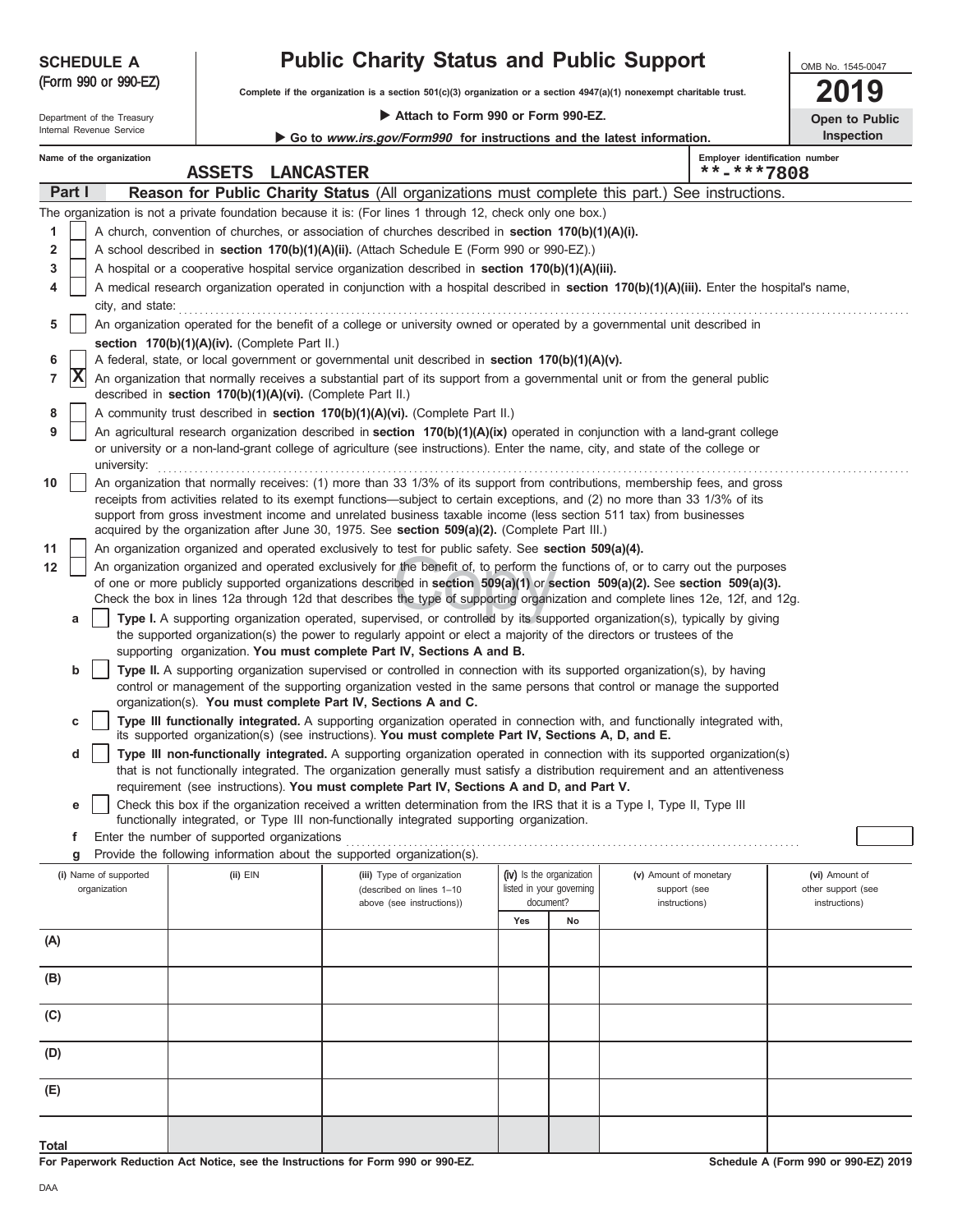**SCHEDULE A**
**(Form 990 or 990-EZ)**

Department of the Treasury
Internal Revenue Service

# Public Charity Status and Public Support

**Complete if the organization is a section 501(c)(3) organization or a section 4947(a)(1) nonexempt charitable trust.**

▶ **Attach to Form 990 or Form 990-EZ.**

▶ **Go to *www.irs.gov/Form990* for instructions and the latest information.**

OMB No. 1545-0047

**2019**

**Open to Public Inspection**

**Name of the organization:** ASSETS LANCASTER

**Employer identification number:** **-***7808

## Part I — Reason for Public Charity Status (All organizations must complete this part.) See instructions.

The organization is not a private foundation because it is: (For lines 1 through 12, check only one box.)

1. [ ] A church, convention of churches, or association of churches described in **section 170(b)(1)(A)(i).**
2. [ ] A school described in **section 170(b)(1)(A)(ii).** (Attach Schedule E (Form 990 or 990-EZ).)
3. [ ] A hospital or a cooperative hospital service organization described in **section 170(b)(1)(A)(iii).**
4. [ ] A medical research organization operated in conjunction with a hospital described in **section 170(b)(1)(A)(iii).** Enter the hospital's name, city, and state:
5. [ ] An organization operated for the benefit of a college or university owned or operated by a governmental unit described in **section 170(b)(1)(A)(iv).** (Complete Part II.)
6. [ ] A federal, state, or local government or governmental unit described in **section 170(b)(1)(A)(v).**
7. [X] An organization that normally receives a substantial part of its support from a governmental unit or from the general public described in **section 170(b)(1)(A)(vi).** (Complete Part II.)
8. [ ] A community trust described in **section 170(b)(1)(A)(vi).** (Complete Part II.)
9. [ ] An agricultural research organization described in **section 170(b)(1)(A)(ix)** operated in conjunction with a land-grant college or university or a non-land-grant college of agriculture (see instructions). Enter the name, city, and state of the college or university:
10. [ ] An organization that normally receives: (1) more than 33 1/3% of its support from contributions, membership fees, and gross receipts from activities related to its exempt functions—subject to certain exceptions, and (2) no more than 33 1/3% of its support from gross investment income and unrelated business taxable income (less section 511 tax) from businesses acquired by the organization after June 30, 1975. See **section 509(a)(2).** (Complete Part III.)
11. [ ] An organization organized and operated exclusively to test for public safety. See **section 509(a)(4).**
12. [ ] An organization organized and operated exclusively for the benefit of, to perform the functions of, or to carry out the purposes of one or more publicly supported organizations described in **section 509(a)(1)** or **section 509(a)(2).** See **section 509(a)(3).** Check the box in lines 12a through 12d that describes the type of supporting organization and complete lines 12e, 12f, and 12g.
   - **a** [ ] **Type I.** A supporting organization operated, supervised, or controlled by its supported organization(s), typically by giving the supported organization(s) the power to regularly appoint or elect a majority of the directors or trustees of the supporting organization. **You must complete Part IV, Sections A and B.**
   - **b** [ ] **Type II.** A supporting organization supervised or controlled in connection with its supported organization(s), by having control or management of the supporting organization vested in the same persons that control or manage the supported organization(s). **You must complete Part IV, Sections A and C.**
   - **c** [ ] **Type III functionally integrated.** A supporting organization operated in connection with, and functionally integrated with, its supported organization(s) (see instructions). **You must complete Part IV, Sections A, D, and E.**
   - **d** [ ] **Type III non-functionally integrated.** A supporting organization operated in connection with its supported organization(s) that is not functionally integrated. The organization generally must satisfy a distribution requirement and an attentiveness requirement (see instructions). **You must complete Part IV, Sections A and D, and Part V.**
   - **e** [ ] Check this box if the organization received a written determination from the IRS that it is a Type I, Type II, Type III functionally integrated, or Type III non-functionally integrated supporting organization.
   - **f** Enter the number of supported organizations
   - **g** Provide the following information about the supported organization(s).

| (i) Name of supported organization | (ii) EIN | (iii) Type of organization (described on lines 1–10 above (see instructions)) | (iv) Is the organization listed in your governing document? Yes | No | (v) Amount of monetary support (see instructions) | (vi) Amount of other support (see instructions) |
|---|---|---|---|---|---|---|
| (A) | | | | | | |
| (B) | | | | | | |
| (C) | | | | | | |
| (D) | | | | | | |
| (E) | | | | | | |
| **Total** | | | | | | |

**For Paperwork Reduction Act Notice, see the Instructions for Form 990 or 990-EZ.** **Schedule A (Form 990 or 990-EZ) 2019**

DAA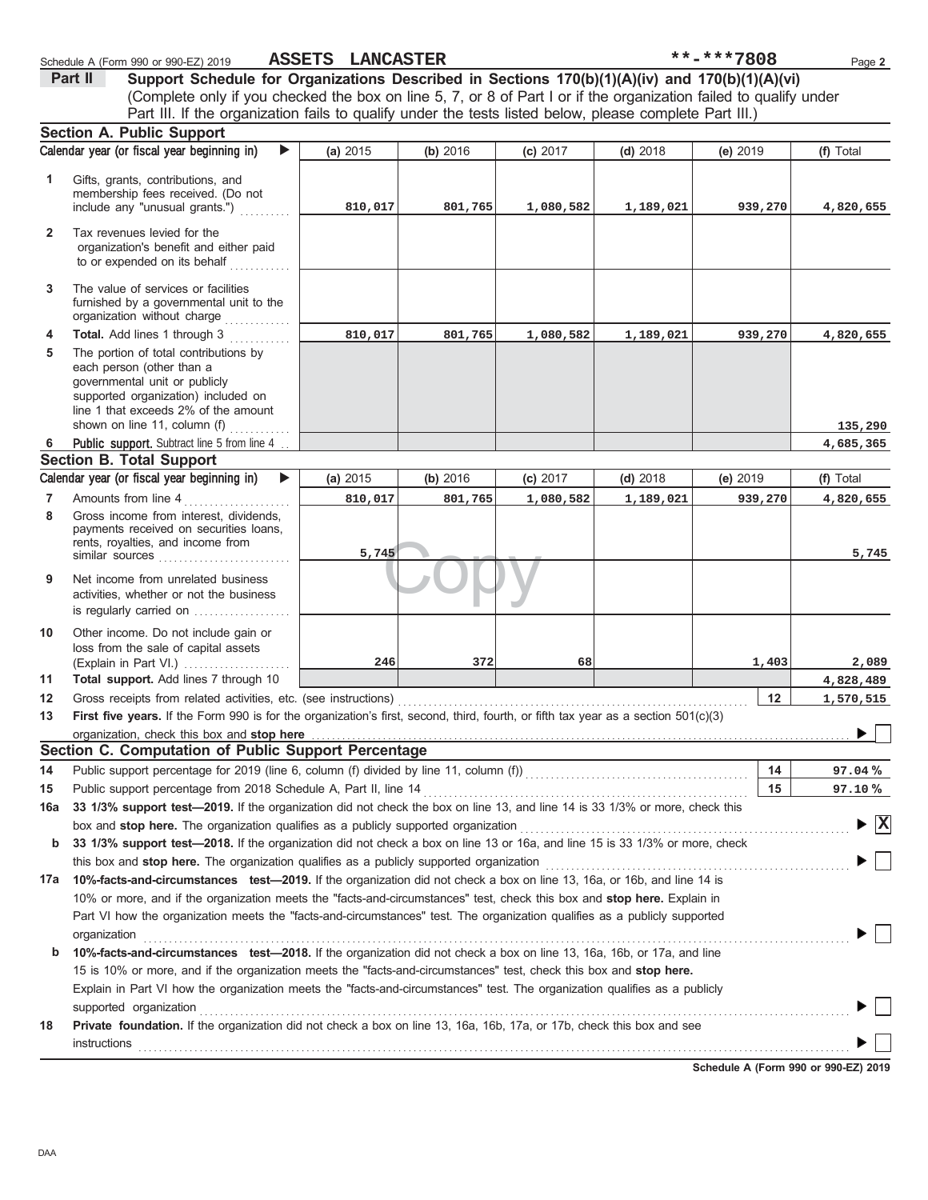Schedule A (Form 990 or 990-EZ) 2019 **ASSETS LANCASTER** **-***7808 Page **2**

## Part II Support Schedule for Organizations Described in Sections 170(b)(1)(A)(iv) and 170(b)(1)(A)(vi)

(Complete only if you checked the box on line 5, 7, or 8 of Part I or if the organization failed to qualify under Part III. If the organization fails to qualify under the tests listed below, please complete Part III.)

### Section A. Public Support

| | Calendar year (or fiscal year beginning in) ▶ | (a) 2015 | (b) 2016 | (c) 2017 | (d) 2018 | (e) 2019 | (f) Total |
|---|---|---|---|---|---|---|---|
| 1 | Gifts, grants, contributions, and membership fees received. (Do not include any "unusual grants.") | 810,017 | 801,765 | 1,080,582 | 1,189,021 | 939,270 | 4,820,655 |
| 2 | Tax revenues levied for the organization's benefit and either paid to or expended on its behalf | | | | | | |
| 3 | The value of services or facilities furnished by a governmental unit to the organization without charge | | | | | | |
| 4 | **Total.** Add lines 1 through 3 | 810,017 | 801,765 | 1,080,582 | 1,189,021 | 939,270 | 4,820,655 |
| 5 | The portion of total contributions by each person (other than a governmental unit or publicly supported organization) included on line 1 that exceeds 2% of the amount shown on line 11, column (f) | | | | | | 135,290 |
| 6 | **Public support.** Subtract line 5 from line 4 | | | | | | 4,685,365 |

### Section B. Total Support

| | Calendar year (or fiscal year beginning in) ▶ | (a) 2015 | (b) 2016 | (c) 2017 | (d) 2018 | (e) 2019 | (f) Total |
|---|---|---|---|---|---|---|---|
| 7 | Amounts from line 4 | 810,017 | 801,765 | 1,080,582 | 1,189,021 | 939,270 | 4,820,655 |
| 8 | Gross income from interest, dividends, payments received on securities loans, rents, royalties, and income from similar sources | 5,745 | | | | | 5,745 |
| 9 | Net income from unrelated business activities, whether or not the business is regularly carried on | | | | | | |
| 10 | Other income. Do not include gain or loss from the sale of capital assets (Explain in Part VI.) | 246 | 372 | 68 | | 1,403 | 2,089 |
| 11 | **Total support.** Add lines 7 through 10 | | | | | | 4,828,489 |
| 12 | Gross receipts from related activities, etc. (see instructions) | | | | | 12 | 1,570,515 |

**13** **First five years.** If the Form 990 is for the organization's first, second, third, fourth, or fifth tax year as a section 501(c)(3) organization, check this box and **stop here** ▶ ☐

### Section C. Computation of Public Support Percentage

| | | | |
|---|---|---|---|
| 14 | Public support percentage for 2019 (line 6, column (f) divided by line 11, column (f)) | 14 | 97.04 % |
| 15 | Public support percentage from 2018 Schedule A, Part II, line 14 | 15 | 97.10 % |

**16a** **33 1/3% support test—2019.** If the organization did not check the box on line 13, and line 14 is 33 1/3% or more, check this box and **stop here.** The organization qualifies as a publicly supported organization ▶ ☒

**b** **33 1/3% support test—2018.** If the organization did not check a box on line 13 or 16a, and line 15 is 33 1/3% or more, check this box and **stop here.** The organization qualifies as a publicly supported organization ▶ ☐

**17a** **10%-facts-and-circumstances test—2019.** If the organization did not check a box on line 13, 16a, or 16b, and line 14 is 10% or more, and if the organization meets the "facts-and-circumstances" test, check this box and **stop here.** Explain in Part VI how the organization meets the "facts-and-circumstances" test. The organization qualifies as a publicly supported organization ▶ ☐

**b** **10%-facts-and-circumstances test—2018.** If the organization did not check a box on line 13, 16a, 16b, or 17a, and line 15 is 10% or more, and if the organization meets the "facts-and-circumstances" test, check this box and **stop here.** Explain in Part VI how the organization meets the "facts-and-circumstances" test. The organization qualifies as a publicly supported organization ▶ ☐

**18** **Private foundation.** If the organization did not check a box on line 13, 16a, 16b, 17a, or 17b, check this box and see instructions ▶ ☐

**Schedule A (Form 990 or 990-EZ) 2019**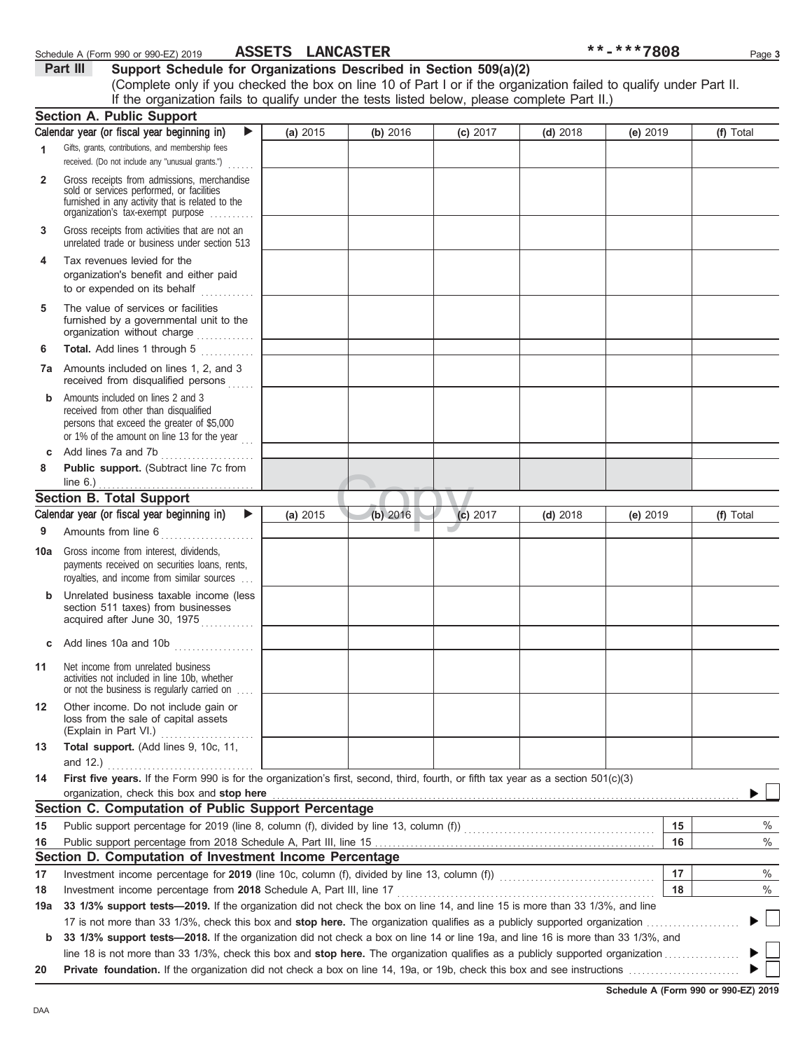Schedule A (Form 990 or 990-EZ) 2019 **ASSETS LANCASTER** **-***7808 Page **3**

## Part III Support Schedule for Organizations Described in Section 509(a)(2)

(Complete only if you checked the box on line 10 of Part I or if the organization failed to qualify under Part II. If the organization fails to qualify under the tests listed below, please complete Part II.)

### Section A. Public Support

| Calendar year (or fiscal year beginning in) ▶ | (a) 2015 | (b) 2016 | (c) 2017 | (d) 2018 | (e) 2019 | (f) Total |
|---|---|---|---|---|---|---|
| **1** Gifts, grants, contributions, and membership fees received. (Do not include any "unusual grants.") | | | | | | |
| **2** Gross receipts from admissions, merchandise sold or services performed, or facilities furnished in any activity that is related to the organization's tax-exempt purpose | | | | | | |
| **3** Gross receipts from activities that are not an unrelated trade or business under section 513 | | | | | | |
| **4** Tax revenues levied for the organization's benefit and either paid to or expended on its behalf | | | | | | |
| **5** The value of services or facilities furnished by a governmental unit to the organization without charge | | | | | | |
| **6** **Total.** Add lines 1 through 5 | | | | | | |
| **7a** Amounts included on lines 1, 2, and 3 received from disqualified persons | | | | | | |
| **b** Amounts included on lines 2 and 3 received from other than disqualified persons that exceed the greater of $5,000 or 1% of the amount on line 13 for the year | | | | | | |
| **c** Add lines 7a and 7b | | | | | | |
| **8** **Public support.** (Subtract line 7c from line 6.) | | | | | | |

### Section B. Total Support

| Calendar year (or fiscal year beginning in) ▶ | (a) 2015 | (b) 2016 | (c) 2017 | (d) 2018 | (e) 2019 | (f) Total |
|---|---|---|---|---|---|---|
| **9** Amounts from line 6 | | | | | | |
| **10a** Gross income from interest, dividends, payments received on securities loans, rents, royalties, and income from similar sources | | | | | | |
| **b** Unrelated business taxable income (less section 511 taxes) from businesses acquired after June 30, 1975 | | | | | | |
| **c** Add lines 10a and 10b | | | | | | |
| **11** Net income from unrelated business activities not included in line 10b, whether or not the business is regularly carried on | | | | | | |
| **12** Other income. Do not include gain or loss from the sale of capital assets (Explain in Part VI.) | | | | | | |
| **13** **Total support.** (Add lines 9, 10c, 11, and 12.) | | | | | | |

**14** **First five years.** If the Form 990 is for the organization's first, second, third, fourth, or fifth tax year as a section 501(c)(3) organization, check this box and **stop here** ▶ ☐

### Section C. Computation of Public Support Percentage

| | | | |
|---|---|---|---|
| **15** | Public support percentage for 2019 (line 8, column (f), divided by line 13, column (f)) | **15** | % |
| **16** | Public support percentage from 2018 Schedule A, Part III, line 15 | **16** | % |

### Section D. Computation of Investment Income Percentage

| | | | |
|---|---|---|---|
| **17** | Investment income percentage for **2019** (line 10c, column (f), divided by line 13, column (f)) | **17** | % |
| **18** | Investment income percentage from **2018** Schedule A, Part III, line 17 | **18** | % |

**19a** **33 1/3% support tests—2019.** If the organization did not check the box on line 14, and line 15 is more than 33 1/3%, and line 17 is not more than 33 1/3%, check this box and **stop here.** The organization qualifies as a publicly supported organization ▶ ☐

**b** **33 1/3% support tests—2018.** If the organization did not check a box on line 14 or line 19a, and line 16 is more than 33 1/3%, and line 18 is not more than 33 1/3%, check this box and **stop here.** The organization qualifies as a publicly supported organization ▶ ☐

**20** **Private foundation.** If the organization did not check a box on line 14, 19a, or 19b, check this box and see instructions ▶ ☐

**Schedule A (Form 990 or 990-EZ) 2019**

DAA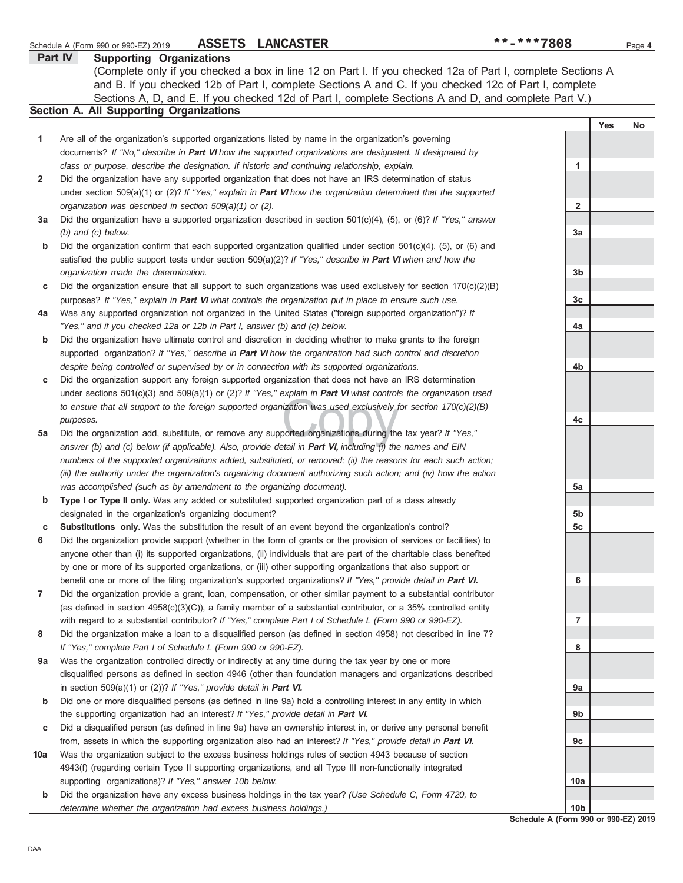Schedule A (Form 990 or 990-EZ) 2019 **ASSETS LANCASTER** **-***7808

## Part IV Supporting Organizations

(Complete only if you checked a box in line 12 on Part I. If you checked 12a of Part I, complete Sections A and B. If you checked 12b of Part I, complete Sections A and C. If you checked 12c of Part I, complete Sections A, D, and E. If you checked 12d of Part I, complete Sections A and D, and complete Part V.)

### Section A. All Supporting Organizations

| | | | Yes | No |
|---|---|---|---|---|
| **1** | Are all of the organization's supported organizations listed by name in the organization's governing documents? *If "No," describe in **Part VI** how the supported organizations are designated. If designated by class or purpose, describe the designation. If historic and continuing relationship, explain.* | 1 | | |
| **2** | Did the organization have any supported organization that does not have an IRS determination of status under section 509(a)(1) or (2)? *If "Yes," explain in **Part VI** how the organization determined that the supported organization was described in section 509(a)(1) or (2).* | 2 | | |
| **3a** | Did the organization have a supported organization described in section 501(c)(4), (5), or (6)? *If "Yes," answer (b) and (c) below.* | 3a | | |
| **b** | Did the organization confirm that each supported organization qualified under section 501(c)(4), (5), or (6) and satisfied the public support tests under section 509(a)(2)? *If "Yes," describe in **Part VI** when and how the organization made the determination.* | 3b | | |
| **c** | Did the organization ensure that all support to such organizations was used exclusively for section 170(c)(2)(B) purposes? *If "Yes," explain in **Part VI** what controls the organization put in place to ensure such use.* | 3c | | |
| **4a** | Was any supported organization not organized in the United States ("foreign supported organization")? *If "Yes," and if you checked 12a or 12b in Part I, answer (b) and (c) below.* | 4a | | |
| **b** | Did the organization have ultimate control and discretion in deciding whether to make grants to the foreign supported organization? *If "Yes," describe in **Part VI** how the organization had such control and discretion despite being controlled or supervised by or in connection with its supported organizations.* | 4b | | |
| **c** | Did the organization support any foreign supported organization that does not have an IRS determination under sections 501(c)(3) and 509(a)(1) or (2)? *If "Yes," explain in **Part VI** what controls the organization used to ensure that all support to the foreign supported organization was used exclusively for section 170(c)(2)(B) purposes.* | 4c | | |
| **5a** | Did the organization add, substitute, or remove any supported organizations during the tax year? *If "Yes," answer (b) and (c) below (if applicable). Also, provide detail in **Part VI,** including (i) the names and EIN numbers of the supported organizations added, substituted, or removed; (ii) the reasons for each such action; (iii) the authority under the organization's organizing document authorizing such action; and (iv) how the action was accomplished (such as by amendment to the organizing document).* | 5a | | |
| **b** | **Type I or Type II only.** Was any added or substituted supported organization part of a class already designated in the organization's organizing document? | 5b | | |
| **c** | **Substitutions only.** Was the substitution the result of an event beyond the organization's control? | 5c | | |
| **6** | Did the organization provide support (whether in the form of grants or the provision of services or facilities) to anyone other than (i) its supported organizations, (ii) individuals that are part of the charitable class benefited by one or more of its supported organizations, or (iii) other supporting organizations that also support or benefit one or more of the filing organization's supported organizations? *If "Yes," provide detail in **Part VI.*** | 6 | | |
| **7** | Did the organization provide a grant, loan, compensation, or other similar payment to a substantial contributor (as defined in section 4958(c)(3)(C)), a family member of a substantial contributor, or a 35% controlled entity with regard to a substantial contributor? *If "Yes," complete Part I of Schedule L (Form 990 or 990-EZ).* | 7 | | |
| **8** | Did the organization make a loan to a disqualified person (as defined in section 4958) not described in line 7? *If "Yes," complete Part I of Schedule L (Form 990 or 990-EZ).* | 8 | | |
| **9a** | Was the organization controlled directly or indirectly at any time during the tax year by one or more disqualified persons as defined in section 4946 (other than foundation managers and organizations described in section 509(a)(1) or (2))? *If "Yes," provide detail in **Part VI.*** | 9a | | |
| **b** | Did one or more disqualified persons (as defined in line 9a) hold a controlling interest in any entity in which the supporting organization had an interest? *If "Yes," provide detail in **Part VI.*** | 9b | | |
| **c** | Did a disqualified person (as defined in line 9a) have an ownership interest in, or derive any personal benefit from, assets in which the supporting organization also had an interest? *If "Yes," provide detail in **Part VI.*** | 9c | | |
| **10a** | Was the organization subject to the excess business holdings rules of section 4943 because of section 4943(f) (regarding certain Type II supporting organizations, and all Type III non-functionally integrated supporting organizations)? *If "Yes," answer 10b below.* | 10a | | |
| **b** | Did the organization have any excess business holdings in the tax year? *(Use Schedule C, Form 4720, to determine whether the organization had excess business holdings.)* | 10b | | |

**Schedule A (Form 990 or 990-EZ) 2019**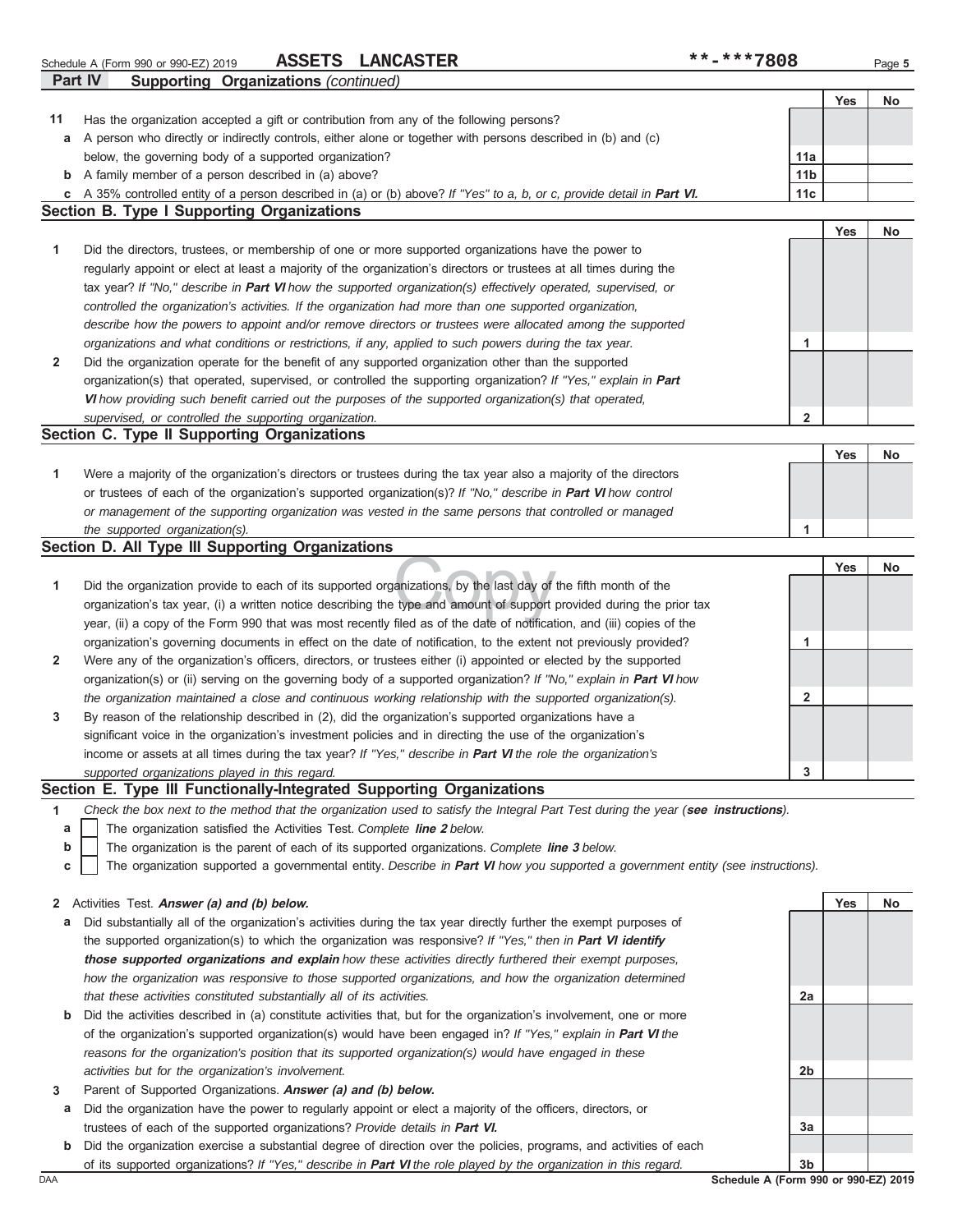Schedule A (Form 990 or 990-EZ) 2019 **ASSETS LANCASTER** **-***7808

**Part IV Supporting Organizations** *(continued)*

| | | | Yes | No |
|---|---|---|---|---|
| **11** | Has the organization accepted a gift or contribution from any of the following persons? | | | |
| **a** | A person who directly or indirectly controls, either alone or together with persons described in (b) and (c) below, the governing body of a supported organization? | 11a | | |
| **b** | A family member of a person described in (a) above? | 11b | | |
| **c** | A 35% controlled entity of a person described in (a) or (b) above? *If "Yes" to a, b, or c, provide detail in **Part VI.*** | 11c | | |

## Section B. Type I Supporting Organizations

| | | | Yes | No |
|---|---|---|---|---|
| **1** | Did the directors, trustees, or membership of one or more supported organizations have the power to regularly appoint or elect at least a majority of the organization's directors or trustees at all times during the tax year? *If "No," describe in **Part VI** how the supported organization(s) effectively operated, supervised, or controlled the organization's activities. If the organization had more than one supported organization, describe how the powers to appoint and/or remove directors or trustees were allocated among the supported organizations and what conditions or restrictions, if any, applied to such powers during the tax year.* | 1 | | |
| **2** | Did the organization operate for the benefit of any supported organization other than the supported organization(s) that operated, supervised, or controlled the supporting organization? *If "Yes," explain in **Part VI** how providing such benefit carried out the purposes of the supported organization(s) that operated, supervised, or controlled the supporting organization.* | 2 | | |

## Section C. Type II Supporting Organizations

| | | | Yes | No |
|---|---|---|---|---|
| **1** | Were a majority of the organization's directors or trustees during the tax year also a majority of the directors or trustees of each of the organization's supported organization(s)? *If "No," describe in **Part VI** how control or management of the supporting organization was vested in the same persons that controlled or managed the supported organization(s).* | 1 | | |

## Section D. All Type III Supporting Organizations

| | | | Yes | No |
|---|---|---|---|---|
| **1** | Did the organization provide to each of its supported organizations, by the last day of the fifth month of the organization's tax year, (i) a written notice describing the type and amount of support provided during the prior tax year, (ii) a copy of the Form 990 that was most recently filed as of the date of notification, and (iii) copies of the organization's governing documents in effect on the date of notification, to the extent not previously provided? | 1 | | |
| **2** | Were any of the organization's officers, directors, or trustees either (i) appointed or elected by the supported organization(s) or (ii) serving on the governing body of a supported organization? *If "No," explain in **Part VI** how the organization maintained a close and continuous working relationship with the supported organization(s).* | 2 | | |
| **3** | By reason of the relationship described in (2), did the organization's supported organizations have a significant voice in the organization's investment policies and in directing the use of the organization's income or assets at all times during the tax year? *If "Yes," describe in **Part VI** the role the organization's supported organizations played in this regard.* | 3 | | |

## Section E. Type III Functionally-Integrated Supporting Organizations

**1** *Check the box next to the method that the organization used to satisfy the Integral Part Test during the year (**see instructions**).*

- **a** ☐ The organization satisfied the Activities Test. *Complete **line 2** below.*
- **b** ☐ The organization is the parent of each of its supported organizations. *Complete **line 3** below.*
- **c** ☐ The organization supported a governmental entity. *Describe in **Part VI** how you supported a government entity (see instructions).*

| | | | Yes | No |
|---|---|---|---|---|
| **2** | Activities Test. ***Answer (a) and (b) below.*** | | | |
| **a** | Did substantially all of the organization's activities during the tax year directly further the exempt purposes of the supported organization(s) to which the organization was responsive? *If "Yes," then in **Part VI identify those supported organizations and explain** how these activities directly furthered their exempt purposes, how the organization was responsive to those supported organizations, and how the organization determined that these activities constituted substantially all of its activities.* | 2a | | |
| **b** | Did the activities described in (a) constitute activities that, but for the organization's involvement, one or more of the organization's supported organization(s) would have been engaged in? *If "Yes," explain in **Part VI** the reasons for the organization's position that its supported organization(s) would have engaged in these activities but for the organization's involvement.* | 2b | | |
| **3** | Parent of Supported Organizations. ***Answer (a) and (b) below.*** | | | |
| **a** | Did the organization have the power to regularly appoint or elect a majority of the officers, directors, or trustees of each of the supported organizations? *Provide details in **Part VI.*** | 3a | | |
| **b** | Did the organization exercise a substantial degree of direction over the policies, programs, and activities of each of its supported organizations? *If "Yes," describe in **Part VI** the role played by the organization in this regard.* | 3b | | |

Schedule A (Form 990 or 990-EZ) 2019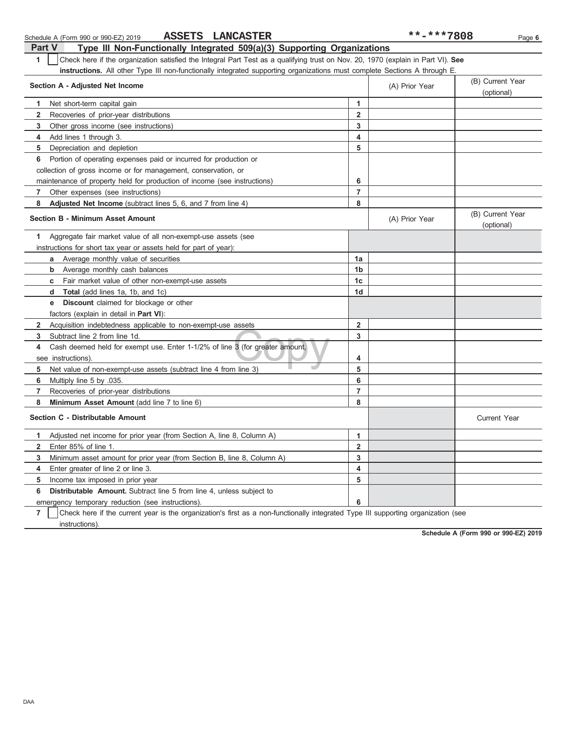Schedule A (Form 990 or 990-EZ) 2019 **ASSETS LANCASTER** **-***7808

## Part V Type III Non-Functionally Integrated 509(a)(3) Supporting Organizations

**1** ☐ Check here if the organization satisfied the Integral Part Test as a qualifying trust on Nov. 20, 1970 (explain in Part VI). **See instructions.** All other Type III non-functionally integrated supporting organizations must complete Sections A through E.

| **Section A - Adjusted Net Income** | | (A) Prior Year | (B) Current Year (optional) |
|---|---|---|---|
| **1** Net short-term capital gain | **1** | | |
| **2** Recoveries of prior-year distributions | **2** | | |
| **3** Other gross income (see instructions) | **3** | | |
| **4** Add lines 1 through 3. | **4** | | |
| **5** Depreciation and depletion | **5** | | |
| **6** Portion of operating expenses paid or incurred for production or collection of gross income or for management, conservation, or maintenance of property held for production of income (see instructions) | **6** | | |
| **7** Other expenses (see instructions) | **7** | | |
| **8** **Adjusted Net Income** (subtract lines 5, 6, and 7 from line 4) | **8** | | |

| **Section B - Minimum Asset Amount** | | (A) Prior Year | (B) Current Year (optional) |
|---|---|---|---|
| **1** Aggregate fair market value of all non-exempt-use assets (see instructions for short tax year or assets held for part of year): | | | |
| **a** Average monthly value of securities | **1a** | | |
| **b** Average monthly cash balances | **1b** | | |
| **c** Fair market value of other non-exempt-use assets | **1c** | | |
| **d** **Total** (add lines 1a, 1b, and 1c) | **1d** | | |
| **e** **Discount** claimed for blockage or other factors (explain in detail in **Part VI**): | | | |
| **2** Acquisition indebtedness applicable to non-exempt-use assets | **2** | | |
| **3** Subtract line 2 from line 1d. | **3** | | |
| **4** Cash deemed held for exempt use. Enter 1-1/2% of line 3 (for greater amount, see instructions). | **4** | | |
| **5** Net value of non-exempt-use assets (subtract line 4 from line 3) | **5** | | |
| **6** Multiply line 5 by .035. | **6** | | |
| **7** Recoveries of prior-year distributions | **7** | | |
| **8** **Minimum Asset Amount** (add line 7 to line 6) | **8** | | |

| **Section C - Distributable Amount** | | | Current Year |
|---|---|---|---|
| **1** Adjusted net income for prior year (from Section A, line 8, Column A) | **1** | | |
| **2** Enter 85% of line 1. | **2** | | |
| **3** Minimum asset amount for prior year (from Section B, line 8, Column A) | **3** | | |
| **4** Enter greater of line 2 or line 3. | **4** | | |
| **5** Income tax imposed in prior year | **5** | | |
| **6** **Distributable Amount.** Subtract line 5 from line 4, unless subject to emergency temporary reduction (see instructions). | **6** | | |

**7** ☐ Check here if the current year is the organization's first as a non-functionally integrated Type III supporting organization (see instructions).

**Schedule A (Form 990 or 990-EZ) 2019**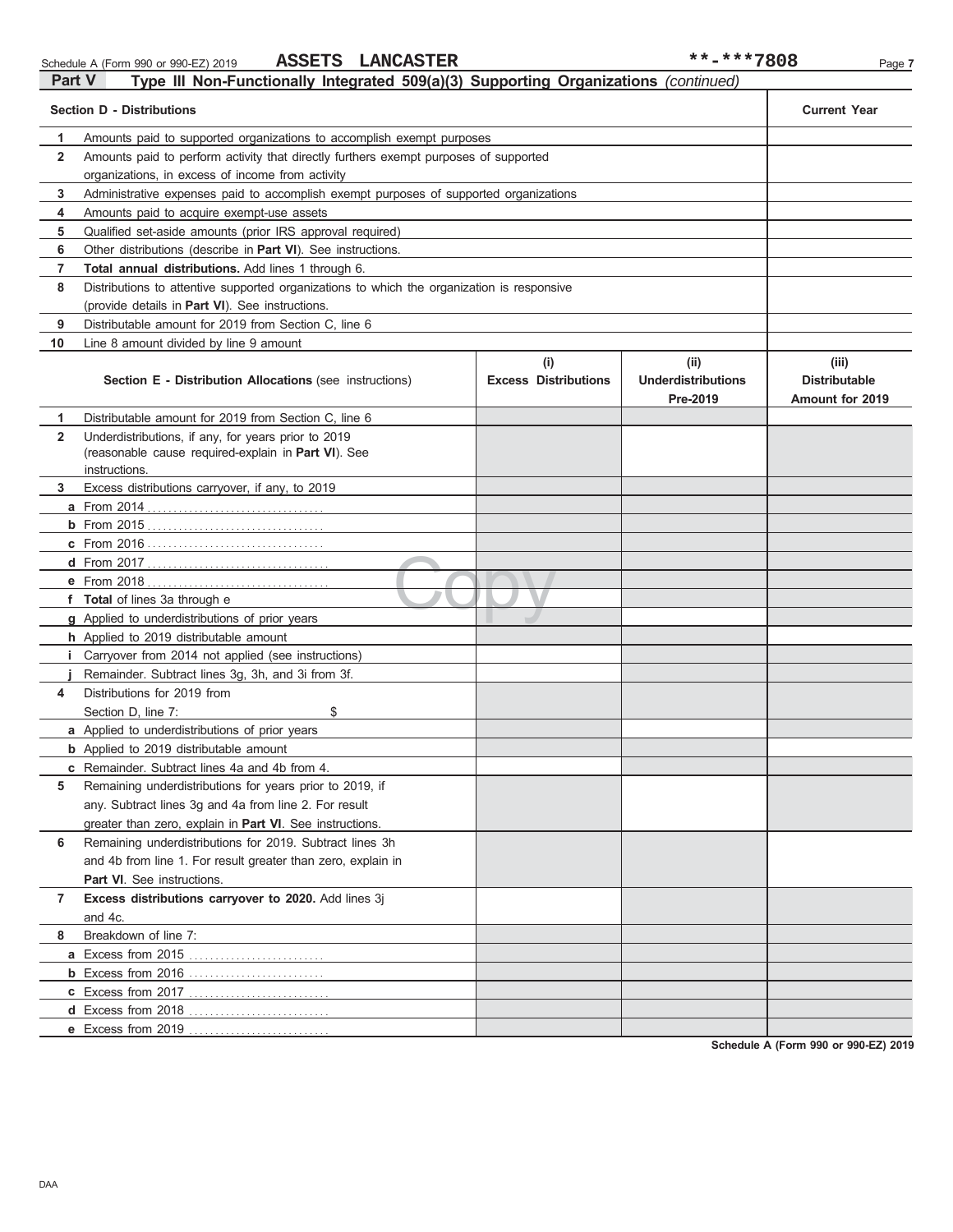Schedule A (Form 990 or 990-EZ) 2019 **ASSETS LANCASTER** **-***7808

## Part V Type III Non-Functionally Integrated 509(a)(3) Supporting Organizations *(continued)*

| | **Section D - Distributions** | **Current Year** |
|---|---|---|
| **1** | Amounts paid to supported organizations to accomplish exempt purposes | |
| **2** | Amounts paid to perform activity that directly furthers exempt purposes of supported organizations, in excess of income from activity | |
| **3** | Administrative expenses paid to accomplish exempt purposes of supported organizations | |
| **4** | Amounts paid to acquire exempt-use assets | |
| **5** | Qualified set-aside amounts (prior IRS approval required) | |
| **6** | Other distributions (describe in **Part VI**). See instructions. | |
| **7** | **Total annual distributions.** Add lines 1 through 6. | |
| **8** | Distributions to attentive supported organizations to which the organization is responsive (provide details in **Part VI**). See instructions. | |
| **9** | Distributable amount for 2019 from Section C, line 6 | |
| **10** | Line 8 amount divided by line 9 amount | |

| | **Section E - Distribution Allocations** (see instructions) | **(i) Excess Distributions** | **(ii) Underdistributions Pre-2019** | **(iii) Distributable Amount for 2019** |
|---|---|---|---|---|
| **1** | Distributable amount for 2019 from Section C, line 6 | | | |
| **2** | Underdistributions, if any, for years prior to 2019 (reasonable cause required-explain in **Part VI**). See instructions. | | | |
| **3** | Excess distributions carryover, if any, to 2019 | | | |
| **a** | From 2014 | | | |
| **b** | From 2015 | | | |
| **c** | From 2016 | | | |
| **d** | From 2017 | | | |
| **e** | From 2018 | | | |
| **f** | **Total** of lines 3a through e | | | |
| **g** | Applied to underdistributions of prior years | | | |
| **h** | Applied to 2019 distributable amount | | | |
| **i** | Carryover from 2014 not applied (see instructions) | | | |
| **j** | Remainder. Subtract lines 3g, 3h, and 3i from 3f. | | | |
| **4** | Distributions for 2019 from Section D, line 7: $ | | | |
| **a** | Applied to underdistributions of prior years | | | |
| **b** | Applied to 2019 distributable amount | | | |
| **c** | Remainder. Subtract lines 4a and 4b from 4. | | | |
| **5** | Remaining underdistributions for years prior to 2019, if any. Subtract lines 3g and 4a from line 2. For result greater than zero, explain in **Part VI**. See instructions. | | | |
| **6** | Remaining underdistributions for 2019. Subtract lines 3h and 4b from line 1. For result greater than zero, explain in **Part VI**. See instructions. | | | |
| **7** | **Excess distributions carryover to 2020.** Add lines 3j and 4c. | | | |
| **8** | Breakdown of line 7: | | | |
| **a** | Excess from 2015 | | | |
| **b** | Excess from 2016 | | | |
| **c** | Excess from 2017 | | | |
| **d** | Excess from 2018 | | | |
| **e** | Excess from 2019 | | | |

**Schedule A (Form 990 or 990-EZ) 2019**

DAA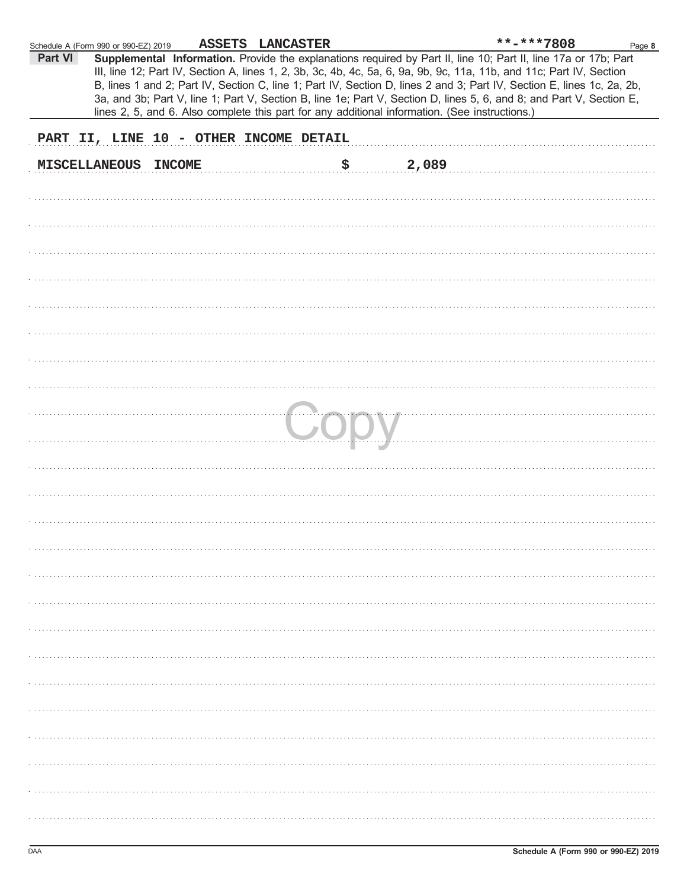Schedule A (Form 990 or 990-EZ) 2019 **ASSETS LANCASTER** **-***7808

**Part VI** **Supplemental Information.** Provide the explanations required by Part II, line 10; Part II, line 17a or 17b; Part III, line 12; Part IV, Section A, lines 1, 2, 3b, 3c, 4b, 4c, 5a, 6, 9a, 9b, 9c, 11a, 11b, and 11c; Part IV, Section B, lines 1 and 2; Part IV, Section C, line 1; Part IV, Section D, lines 2 and 3; Part IV, Section E, lines 1c, 2a, 2b, 3a, and 3b; Part V, line 1; Part V, Section B, line 1e; Part V, Section D, lines 5, 6, and 8; and Part V, Section E, lines 2, 5, and 6. Also complete this part for any additional information. (See instructions.)

**PART II, LINE 10 - OTHER INCOME DETAIL**

**MISCELLANEOUS INCOME** $ 2,089

Copy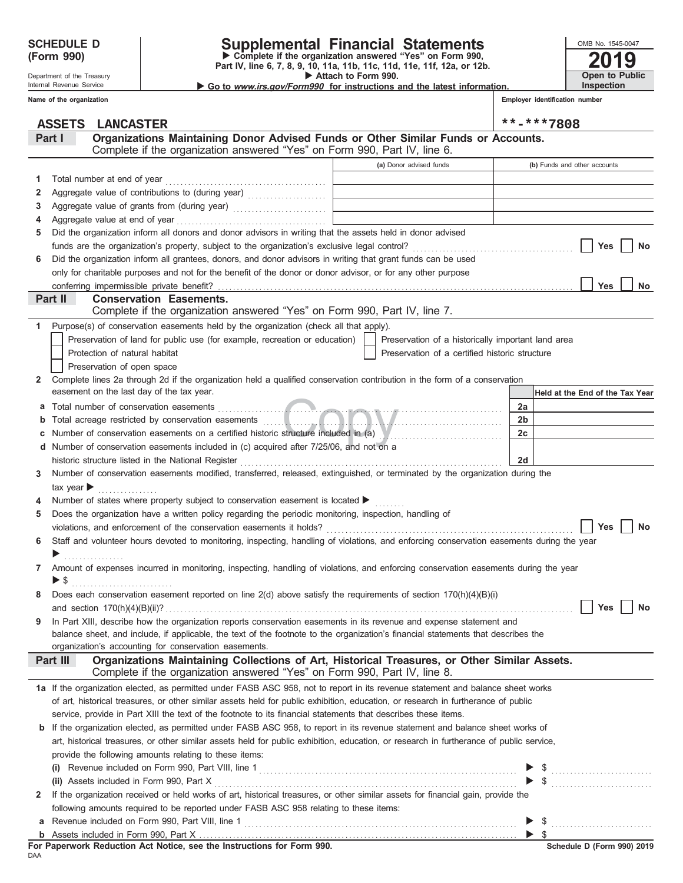**SCHEDULE D (Form 990)**

Department of the Treasury
Internal Revenue Service

# Supplemental Financial Statements

▶ Complete if the organization answered "Yes" on Form 990, Part IV, line 6, 7, 8, 9, 10, 11a, 11b, 11c, 11d, 11e, 11f, 12a, or 12b.
▶ Attach to Form 990.
▶ Go to *www.irs.gov/Form990* for instructions and the latest information.

OMB No. 1545-0047
**2019**
**Open to Public Inspection**

Name of the organization: **ASSETS LANCASTER**

Employer identification number: **\*\*-\*\*\*7808**

## Part I — Organizations Maintaining Donor Advised Funds or Other Similar Funds or Accounts.

Complete if the organization answered "Yes" on Form 990, Part IV, line 6.

| | | (a) Donor advised funds | (b) Funds and other accounts |
|---|---|---|---|
| 1 | Total number at end of year | | |
| 2 | Aggregate value of contributions to (during year) | | |
| 3 | Aggregate value of grants from (during year) | | |
| 4 | Aggregate value at end of year | | |

5 Did the organization inform all donors and donor advisors in writing that the assets held in donor advised funds are the organization's property, subject to the organization's exclusive legal control? ☐ Yes ☐ No

6 Did the organization inform all grantees, donors, and donor advisors in writing that grant funds can be used only for charitable purposes and not for the benefit of the donor or donor advisor, or for any other purpose conferring impermissible private benefit? ☐ Yes ☐ No

## Part II — Conservation Easements.

Complete if the organization answered "Yes" on Form 990, Part IV, line 7.

1 Purpose(s) of conservation easements held by the organization (check all that apply).

- ☐ Preservation of land for public use (for example, recreation or education)
- ☐ Preservation of a historically important land area
- ☐ Protection of natural habitat
- ☐ Preservation of a certified historic structure
- ☐ Preservation of open space

2 Complete lines 2a through 2d if the organization held a qualified conservation contribution in the form of a conservation easement on the last day of the tax year.

| | | | Held at the End of the Tax Year |
|---|---|---|---|
| a | Total number of conservation easements | 2a | |
| b | Total acreage restricted by conservation easements | 2b | |
| c | Number of conservation easements on a certified historic structure included in (a) | 2c | |
| d | Number of conservation easements included in (c) acquired after 7/25/06, and not on a historic structure listed in the National Register | 2d | |

3 Number of conservation easements modified, transferred, released, extinguished, or terminated by the organization during the tax year ▶

4 Number of states where property subject to conservation easement is located ▶

5 Does the organization have a written policy regarding the periodic monitoring, inspection, handling of violations, and enforcement of the conservation easements it holds? ☐ Yes ☐ No

6 Staff and volunteer hours devoted to monitoring, inspecting, handling of violations, and enforcing conservation easements during the year ▶

7 Amount of expenses incurred in monitoring, inspecting, handling of violations, and enforcing conservation easements during the year ▶ $

8 Does each conservation easement reported on line 2(d) above satisfy the requirements of section 170(h)(4)(B)(i) and section 170(h)(4)(B)(ii)? ☐ Yes ☐ No

9 In Part XIII, describe how the organization reports conservation easements in its revenue and expense statement and balance sheet, and include, if applicable, the text of the footnote to the organization's financial statements that describes the organization's accounting for conservation easements.

## Part III — Organizations Maintaining Collections of Art, Historical Treasures, or Other Similar Assets.

Complete if the organization answered "Yes" on Form 990, Part IV, line 8.

1a If the organization elected, as permitted under FASB ASC 958, not to report in its revenue statement and balance sheet works of art, historical treasures, or other similar assets held for public exhibition, education, or research in furtherance of public service, provide in Part XIII the text of the footnote to its financial statements that describes these items.

b If the organization elected, as permitted under FASB ASC 958, to report in its revenue statement and balance sheet works of art, historical treasures, or other similar assets held for public exhibition, education, or research in furtherance of public service, provide the following amounts relating to these items:

(i) Revenue included on Form 990, Part VIII, line 1 ▶ $

(ii) Assets included in Form 990, Part X ▶ $

2 If the organization received or held works of art, historical treasures, or other similar assets for financial gain, provide the following amounts required to be reported under FASB ASC 958 relating to these items:

a Revenue included on Form 990, Part VIII, line 1 ▶ $

b Assets included in Form 990, Part X ▶ $

**For Paperwork Reduction Act Notice, see the Instructions for Form 990.**

DAA

**Schedule D (Form 990) 2019**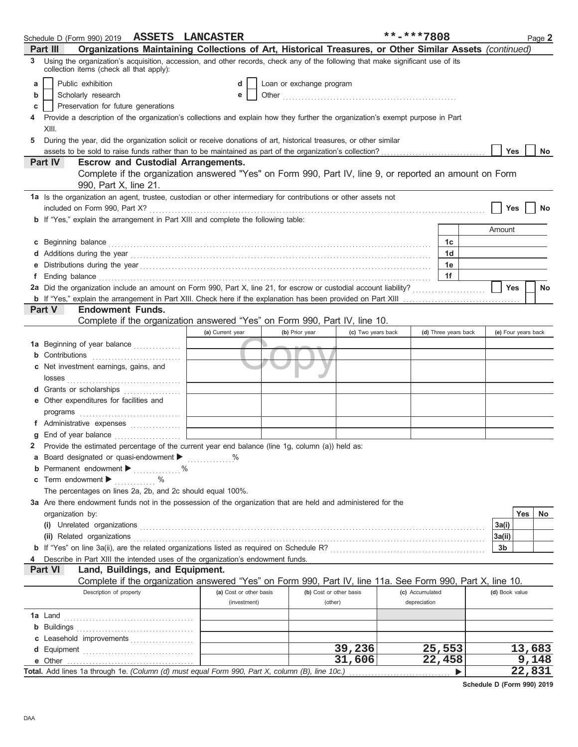Schedule D (Form 990) 2019 **ASSETS LANCASTER** **-***7808 Page **2**

## Part III Organizations Maintaining Collections of Art, Historical Treasures, or Other Similar Assets *(continued)*

**3** Using the organization's acquisition, accession, and other records, check any of the following that make significant use of its collection items (check all that apply):

- **a** ☐ Public exhibition
- **b** ☐ Scholarly research
- **c** ☐ Preservation for future generations
- **d** ☐ Loan or exchange program
- **e** ☐ Other .......................................................

**4** Provide a description of the organization's collections and explain how they further the organization's exempt purpose in Part XIII.

**5** During the year, did the organization solicit or receive donations of art, historical treasures, or other similar assets to be sold to raise funds rather than to be maintained as part of the organization's collection? ☐ **Yes** ☐ **No**

## Part IV Escrow and Custodial Arrangements.

Complete if the organization answered "Yes" on Form 990, Part IV, line 9, or reported an amount on Form 990, Part X, line 21.

**1a** Is the organization an agent, trustee, custodian or other intermediary for contributions or other assets not included on Form 990, Part X? ☐ **Yes** ☐ **No**

**b** If "Yes," explain the arrangement in Part XIII and complete the following table:

| | | Amount |
|---|---|---|
| **c** Beginning balance | **1c** | |
| **d** Additions during the year | **1d** | |
| **e** Distributions during the year | **1e** | |
| **f** Ending balance | **1f** | |

**2a** Did the organization include an amount on Form 990, Part X, line 21, for escrow or custodial account liability? ☐ **Yes** ☐ **No**

**b** If "Yes," explain the arrangement in Part XIII. Check here if the explanation has been provided on Part XIII ☐

## Part V Endowment Funds.

Complete if the organization answered "Yes" on Form 990, Part IV, line 10.

| | (a) Current year | (b) Prior year | (c) Two years back | (d) Three years back | (e) Four years back |
|---|---|---|---|---|---|
| **1a** Beginning of year balance | | | | | |
| **b** Contributions | | | | | |
| **c** Net investment earnings, gains, and losses | | | | | |
| **d** Grants or scholarships | | | | | |
| **e** Other expenditures for facilities and programs | | | | | |
| **f** Administrative expenses | | | | | |
| **g** End of year balance | | | | | |

**2** Provide the estimated percentage of the current year end balance (line 1g, column (a)) held as:

- **a** Board designated or quasi-endowment ▶ ............... %
- **b** Permanent endowment ▶ ............... %
- **c** Term endowment ▶ ............. %

The percentages on lines 2a, 2b, and 2c should equal 100%.

**3a** Are there endowment funds not in the possession of the organization that are held and administered for the organization by:

| | | Yes | No |
|---|---|---|---|
| **(i)** Unrelated organizations | **3a(i)** | | |
| **(ii)** Related organizations | **3a(ii)** | | |
| **b** If "Yes" on line 3a(ii), are the related organizations listed as required on Schedule R? | **3b** | | |

**4** Describe in Part XIII the intended uses of the organization's endowment funds.

## Part VI Land, Buildings, and Equipment.

Complete if the organization answered "Yes" on Form 990, Part IV, line 11a. See Form 990, Part X, line 10.

| Description of property | (a) Cost or other basis (investment) | (b) Cost or other basis (other) | (c) Accumulated depreciation | (d) Book value |
|---|---|---|---|---|
| **1a** Land | | | | |
| **b** Buildings | | | | |
| **c** Leasehold improvements | | | | |
| **d** Equipment | | 39,236 | 25,553 | 13,683 |
| **e** Other | | 31,606 | 22,458 | 9,148 |
| **Total.** Add lines 1a through 1e. *(Column (d) must equal Form 990, Part X, column (B), line 10c.)* | | | ▶ | 22,831 |

**Schedule D (Form 990) 2019**

DAA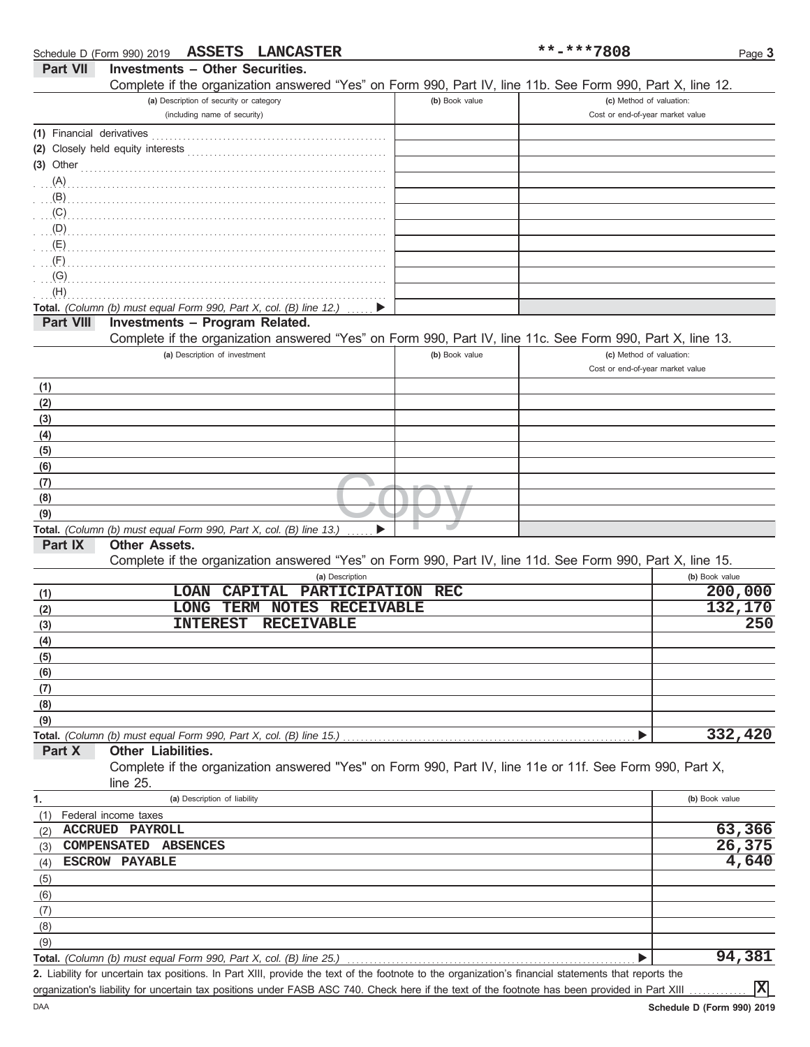Schedule D (Form 990) 2019 **ASSETS LANCASTER** **-***7808

## Part VII Investments – Other Securities.

Complete if the organization answered "Yes" on Form 990, Part IV, line 11b. See Form 990, Part X, line 12.

| (a) Description of security or category (including name of security) | (b) Book value | (c) Method of valuation: Cost or end-of-year market value |
|---|---|---|
| (1) Financial derivatives | | |
| (2) Closely held equity interests | | |
| (3) Other | | |
| (A) | | |
| (B) | | |
| (C) | | |
| (D) | | |
| (E) | | |
| (F) | | |
| (G) | | |
| (H) | | |
| **Total.** *(Column (b) must equal Form 990, Part X, col. (B) line 12.)* ▶ | | |

## Part VIII Investments – Program Related.

Complete if the organization answered "Yes" on Form 990, Part IV, line 11c. See Form 990, Part X, line 13.

| (a) Description of investment | (b) Book value | (c) Method of valuation: Cost or end-of-year market value |
|---|---|---|
| (1) | | |
| (2) | | |
| (3) | | |
| (4) | | |
| (5) | | |
| (6) | | |
| (7) | | |
| (8) | | |
| (9) | | |
| **Total.** *(Column (b) must equal Form 990, Part X, col. (B) line 13.)* ▶ | | |

## Part IX Other Assets.

Complete if the organization answered "Yes" on Form 990, Part IV, line 11d. See Form 990, Part X, line 15.

| | (a) Description | (b) Book value |
|---|---|---|
| (1) | LOAN CAPITAL PARTICIPATION REC | 200,000 |
| (2) | LONG TERM NOTES RECEIVABLE | 132,170 |
| (3) | INTEREST RECEIVABLE | 250 |
| (4) | | |
| (5) | | |
| (6) | | |
| (7) | | |
| (8) | | |
| (9) | | |
| **Total.** *(Column (b) must equal Form 990, Part X, col. (B) line 15.)* ▶ | | 332,420 |

## Part X Other Liabilities.

Complete if the organization answered "Yes" on Form 990, Part IV, line 11e or 11f. See Form 990, Part X, line 25.

| 1. | (a) Description of liability | (b) Book value |
|---|---|---|
| (1) | Federal income taxes | |
| (2) | ACCRUED PAYROLL | 63,366 |
| (3) | COMPENSATED ABSENCES | 26,375 |
| (4) | ESCROW PAYABLE | 4,640 |
| (5) | | |
| (6) | | |
| (7) | | |
| (8) | | |
| (9) | | |
| **Total.** *(Column (b) must equal Form 990, Part X, col. (B) line 25.)* ▶ | | 94,381 |

**2.** Liability for uncertain tax positions. In Part XIII, provide the text of the footnote to the organization's financial statements that reports the organization's liability for uncertain tax positions under FASB ASC 740. Check here if the text of the footnote has been provided in Part XIII ☒

DAA **Schedule D (Form 990) 2019**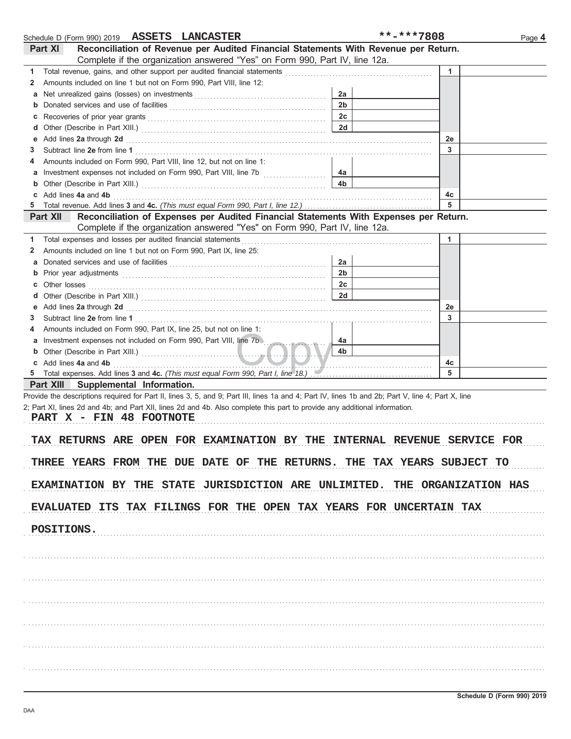Schedule D (Form 990) 2019 **ASSETS LANCASTER** **-***7808 Page **4**

## Part XI Reconciliation of Revenue per Audited Financial Statements With Revenue per Return.

Complete if the organization answered "Yes" on Form 990, Part IV, line 12a.

| | | | | | |
|---|---|---|---|---|---|
| **1** | Total revenue, gains, and other support per audited financial statements | | | 1 | |
| **2** | Amounts included on line 1 but not on Form 990, Part VIII, line 12: | | | | |
| **a** | Net unrealized gains (losses) on investments | 2a | | | |
| **b** | Donated services and use of facilities | 2b | | | |
| **c** | Recoveries of prior year grants | 2c | | | |
| **d** | Other (Describe in Part XIII.) | 2d | | | |
| **e** | Add lines **2a** through **2d** | | | 2e | |
| **3** | Subtract line **2e** from line **1** | | | 3 | |
| **4** | Amounts included on Form 990, Part VIII, line 12, but not on line 1: | | | | |
| **a** | Investment expenses not included on Form 990, Part VIII, line 7b | 4a | | | |
| **b** | Other (Describe in Part XIII.) | 4b | | | |
| **c** | Add lines **4a** and **4b** | | | 4c | |
| **5** | Total revenue. Add lines **3** and **4c.** *(This must equal Form 990, Part I, line 12.)* | | | 5 | |

## Part XII Reconciliation of Expenses per Audited Financial Statements With Expenses per Return.

Complete if the organization answered "Yes" on Form 990, Part IV, line 12a.

| | | | | | |
|---|---|---|---|---|---|
| **1** | Total expenses and losses per audited financial statements | | | 1 | |
| **2** | Amounts included on line 1 but not on Form 990, Part IX, line 25: | | | | |
| **a** | Donated services and use of facilities | 2a | | | |
| **b** | Prior year adjustments | 2b | | | |
| **c** | Other losses | 2c | | | |
| **d** | Other (Describe in Part XIII.) | 2d | | | |
| **e** | Add lines **2a** through **2d** | | | 2e | |
| **3** | Subtract line **2e** from line **1** | | | 3 | |
| **4** | Amounts included on Form 990, Part IX, line 25, but not on line 1: | | | | |
| **a** | Investment expenses not included on Form 990, Part VIII, line 7b | 4a | | | |
| **b** | Other (Describe in Part XIII.) | 4b | | | |
| **c** | Add lines **4a** and **4b** | | | 4c | |
| **5** | Total expenses. Add lines **3** and **4c.** *(This must equal Form 990, Part I, line 18.)* | | | 5 | |

## Part XIII Supplemental Information.

Provide the descriptions required for Part II, lines 3, 5, and 9; Part III, lines 1a and 4; Part IV, lines 1b and 2b; Part V, line 4; Part X, line 2; Part XI, lines 2d and 4b; and Part XII, lines 2d and 4b. Also complete this part to provide any additional information.

PART X - FIN 48 FOOTNOTE

TAX RETURNS ARE OPEN FOR EXAMINATION BY THE INTERNAL REVENUE SERVICE FOR THREE YEARS FROM THE DUE DATE OF THE RETURNS. THE TAX YEARS SUBJECT TO EXAMINATION BY THE STATE JURISDICTION ARE UNLIMITED. THE ORGANIZATION HAS EVALUATED ITS TAX FILINGS FOR THE OPEN TAX YEARS FOR UNCERTAIN TAX POSITIONS.

Schedule D (Form 990) 2019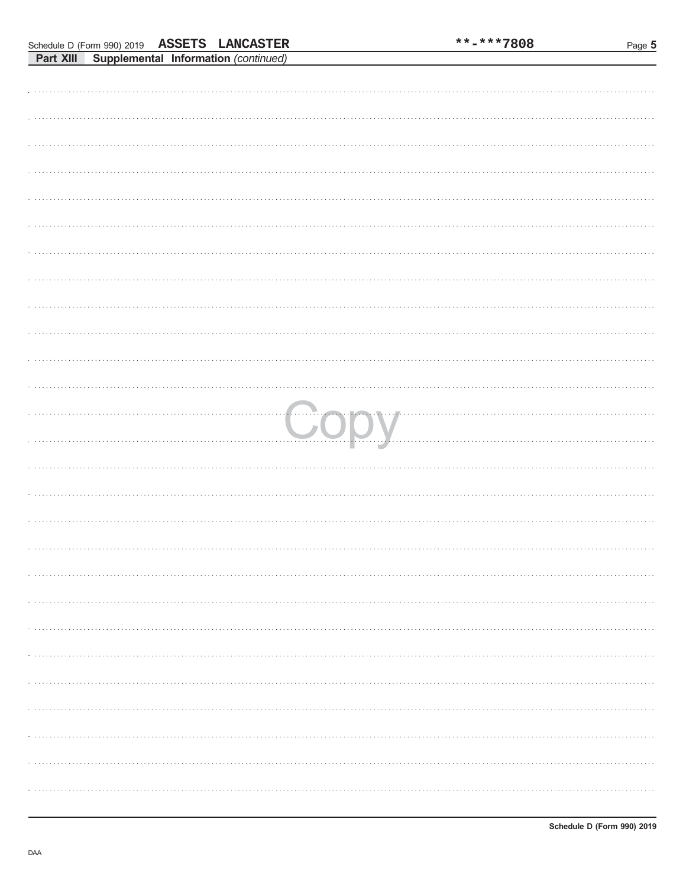**Part XIII Supplemental Information** *(continued)*

Copy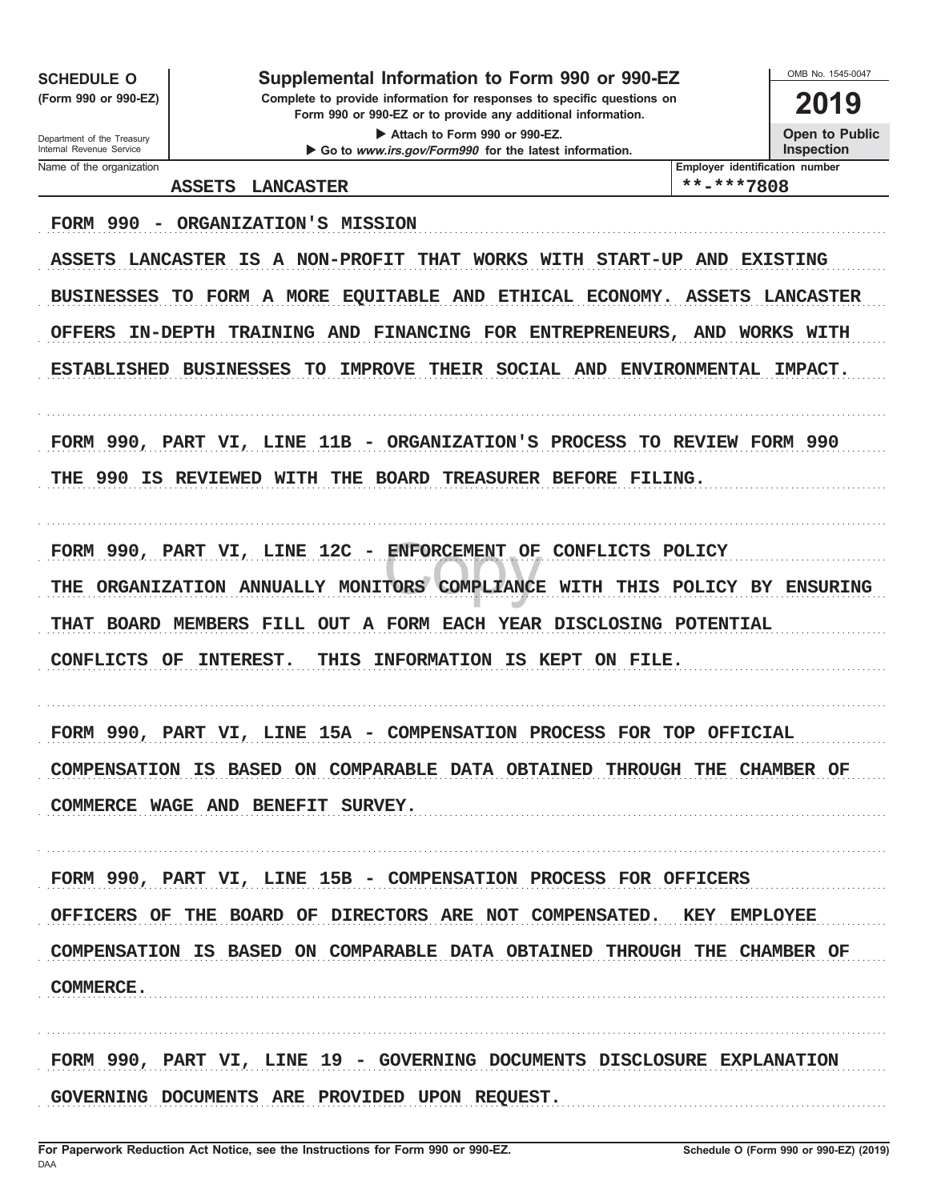**SCHEDULE O**
**(Form 990 or 990-EZ)**

Department of the Treasury
Internal Revenue Service

# Supplemental Information to Form 990 or 990-EZ

**Complete to provide information for responses to specific questions on Form 990 or 990-EZ or to provide any additional information.**

▶ **Attach to Form 990 or 990-EZ.**

▶ **Go to *www.irs.gov/Form990* for the latest information.**

OMB No. 1545-0047

**2019**

**Open to Public Inspection**

| Name of the organization | Employer identification number |
|---|---|
| ASSETS LANCASTER | **-***7808 |

FORM 990 - ORGANIZATION'S MISSION

ASSETS LANCASTER IS A NON-PROFIT THAT WORKS WITH START-UP AND EXISTING BUSINESSES TO FORM A MORE EQUITABLE AND ETHICAL ECONOMY. ASSETS LANCASTER OFFERS IN-DEPTH TRAINING AND FINANCING FOR ENTREPRENEURS, AND WORKS WITH ESTABLISHED BUSINESSES TO IMPROVE THEIR SOCIAL AND ENVIRONMENTAL IMPACT.

FORM 990, PART VI, LINE 11B - ORGANIZATION'S PROCESS TO REVIEW FORM 990

THE 990 IS REVIEWED WITH THE BOARD TREASURER BEFORE FILING.

FORM 990, PART VI, LINE 12C - ENFORCEMENT OF CONFLICTS POLICY

THE ORGANIZATION ANNUALLY MONITORS COMPLIANCE WITH THIS POLICY BY ENSURING THAT BOARD MEMBERS FILL OUT A FORM EACH YEAR DISCLOSING POTENTIAL CONFLICTS OF INTEREST. THIS INFORMATION IS KEPT ON FILE.

FORM 990, PART VI, LINE 15A - COMPENSATION PROCESS FOR TOP OFFICIAL

COMPENSATION IS BASED ON COMPARABLE DATA OBTAINED THROUGH THE CHAMBER OF COMMERCE WAGE AND BENEFIT SURVEY.

FORM 990, PART VI, LINE 15B - COMPENSATION PROCESS FOR OFFICERS

OFFICERS OF THE BOARD OF DIRECTORS ARE NOT COMPENSATED. KEY EMPLOYEE COMPENSATION IS BASED ON COMPARABLE DATA OBTAINED THROUGH THE CHAMBER OF COMMERCE.

FORM 990, PART VI, LINE 19 - GOVERNING DOCUMENTS DISCLOSURE EXPLANATION

GOVERNING DOCUMENTS ARE PROVIDED UPON REQUEST.

**For Paperwork Reduction Act Notice, see the Instructions for Form 990 or 990-EZ.**
DAA
**Schedule O (Form 990 or 990-EZ) (2019)**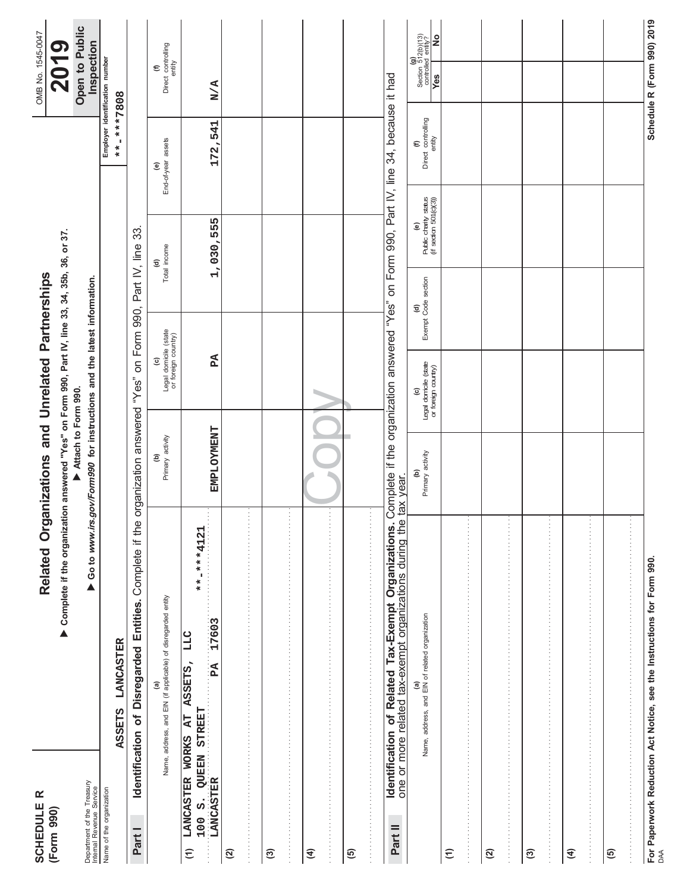**SCHEDULE R (Form 990)**

Department of the Treasury
Internal Revenue Service

# Related Organizations and Unrelated Partnerships

▶ **Complete if the organization answered "Yes" on Form 990, Part IV, line 33, 34, 35b, 36, or 37.**
▶ **Attach to Form 990.**
▶ **Go to *www.irs.gov/Form990* for instructions and the latest information.**

OMB No. 1545-0047

**2019**

**Open to Public Inspection**

Name of the organization: ASSETS LANCASTER

Employer identification number: **-***7808

**Part I** **Identification of Disregarded Entities.** Complete if the organization answered "Yes" on Form 990, Part IV, line 33.

| | (a) Name, address, and EIN (if applicable) of disregarded entity | (b) Primary activity | (c) Legal domicile (state or foreign country) | (d) Total income | (e) End-of-year assets | (f) Direct controlling entity |
|---|---|---|---|---|---|---|
| (1) | LANCASTER WORKS AT ASSETS, LLC 100 S. QUEEN STREET LANCASTER PA 17603 **-***4121 | EMPLOYMENT | PA | 1,030,555 | 172,541 | N/A |
| (2) | | | | | | |
| (3) | | | | | | |
| (4) | | | | | | |
| (5) | | | | | | |

**Part II** **Identification of Related Tax-Exempt Organizations.** Complete if the organization answered "Yes" on Form 990, Part IV, line 34, because it had one or more related tax-exempt organizations during the tax year.

| | (a) Name, address, and EIN of related organization | (b) Primary activity | (c) Legal domicile (state or foreign country) | (d) Exempt Code section | (e) Public charity status (if section 501(c)(3)) | (f) Direct controlling entity | (g) Section 512(b)(13) controlled entity? Yes | No |
|---|---|---|---|---|---|---|---|---|
| (1) | | | | | | | | |
| (2) | | | | | | | | |
| (3) | | | | | | | | |
| (4) | | | | | | | | |
| (5) | | | | | | | | |

**For Paperwork Reduction Act Notice, see the Instructions for Form 990.**

DAA

**Schedule R (Form 990) 2019**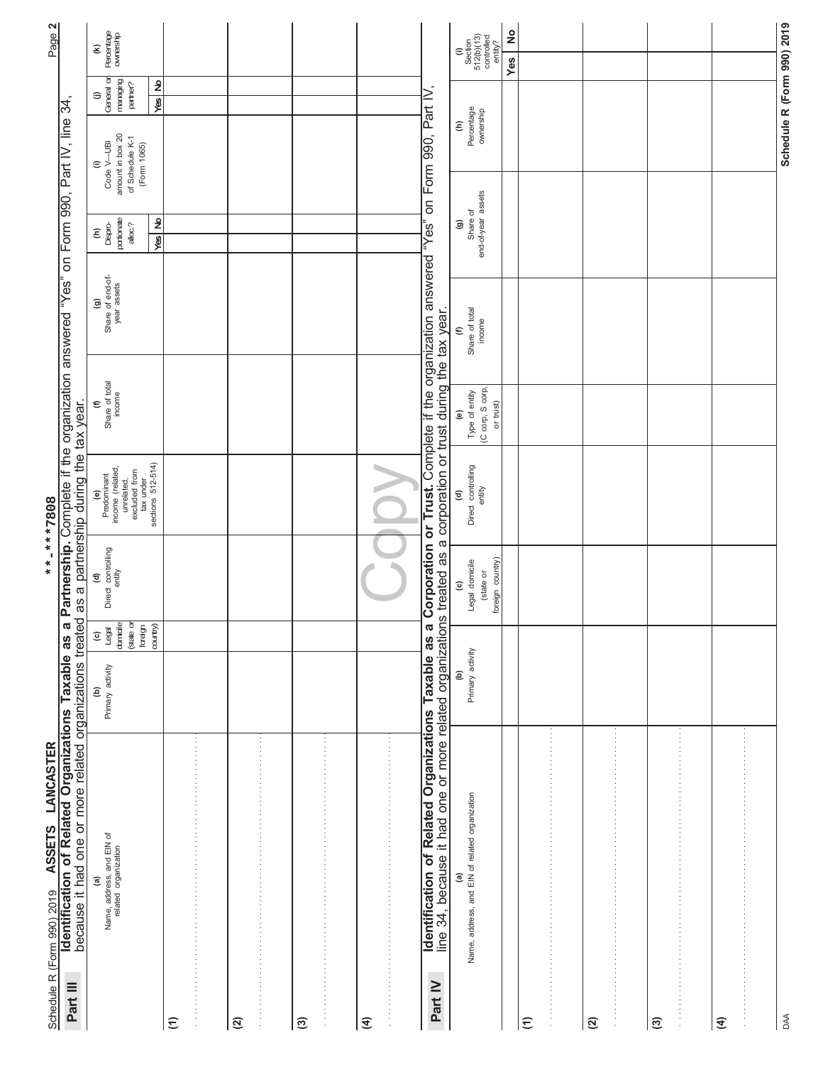Schedule R (Form 990) 2019 ASSETS LANCASTER **-***7808

## Part III Identification of Related Organizations Taxable as a Partnership.

Complete if the organization answered "Yes" on Form 990, Part IV, line 34, because it had one or more related organizations treated as a partnership during the tax year.

| (a) Name, address, and EIN of related organization | (b) Primary activity | (c) Legal domicile (state or foreign country) | (d) Direct controlling entity | (e) Predominant income (related, unrelated, excluded from tax under sections 512-514) | (f) Share of total income | (g) Share of end-of-year assets | (h) Dispro-portionate alloc.? | | (i) Code V—UBI amount in box 20 of Schedule K-1 (Form 1065) | (j) General or managing partner? | | (k) Percentage ownership |
|---|---|---|---|---|---|---|---|---|---|---|---|---|
| | | | | | | | Yes | No | | Yes | No | |
| (1) | | | | | | | | | | | | |
| (2) | | | | | | | | | | | | |
| (3) | | | | | | | | | | | | |
| (4) | | | | | | | | | | | | |

Copy

## Part IV Identification of Related Organizations Taxable as a Corporation or Trust.

Complete if the organization answered "Yes" on Form 990, Part IV, line 34, because it had one or more related organizations treated as a corporation or trust during the tax year.

| (a) Name, address, and EIN of related organization | (b) Primary activity | (c) Legal domicile (state or foreign country) | (d) Direct controlling entity | (e) Type of entity (C corp, S corp, or trust) | (f) Share of total income | (g) Share of end-of-year assets | (h) Percentage ownership | (i) Section 512(b)(13) controlled entity? | |
|---|---|---|---|---|---|---|---|---|---|
| | | | | | | | | Yes | No |
| (1) | | | | | | | | | |
| (2) | | | | | | | | | |
| (3) | | | | | | | | | |
| (4) | | | | | | | | | |

DAA Schedule R (Form 990) 2019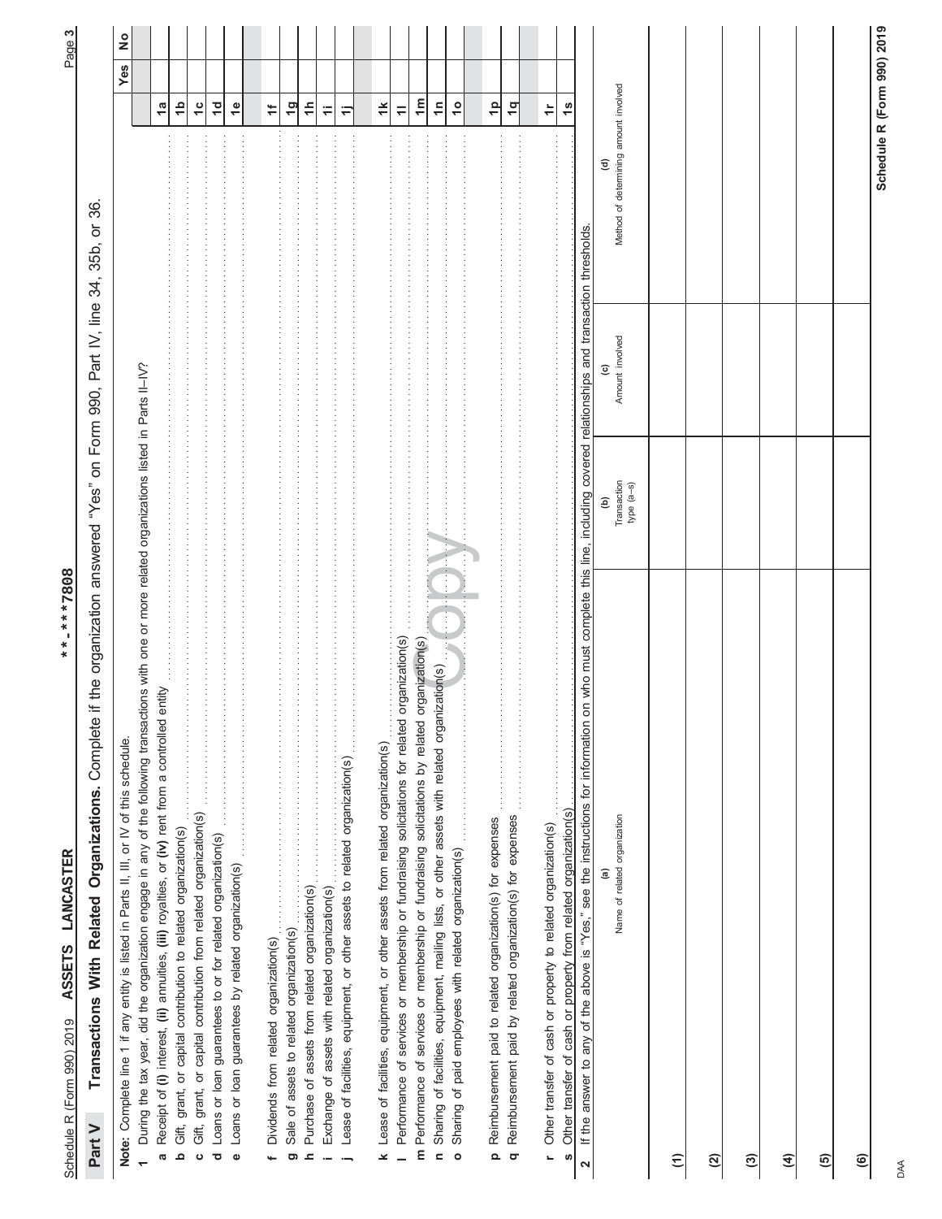Schedule R (Form 990) 2019 ASSETS LANCASTER **-***7808

## Part V Transactions With Related Organizations. Complete if the organization answered "Yes" on Form 990, Part IV, line 34, 35b, or 36.

**Note:** Complete line 1 if any entity is listed in Parts II, III, or IV of this schedule.

| | | | Yes | No |
|---|---|---|---|---|
| **1** | During the tax year, did the organization engage in any of the following transactions with one or more related organizations listed in Parts II–IV? | | | |
| **a** | Receipt of **(i)** interest, **(ii)** annuities, **(iii)** royalties, or **(iv)** rent from a controlled entity | 1a | | |
| **b** | Gift, grant, or capital contribution to related organization(s) | 1b | | |
| **c** | Gift, grant, or capital contribution from related organization(s) | 1c | | |
| **d** | Loans or loan guarantees to or for related organization(s) | 1d | | |
| **e** | Loans or loan guarantees by related organization(s) | 1e | | |
| **f** | Dividends from related organization(s) | 1f | | |
| **g** | Sale of assets to related organization(s) | 1g | | |
| **h** | Purchase of assets from related organization(s) | 1h | | |
| **i** | Exchange of assets with related organization(s) | 1i | | |
| **j** | Lease of facilities, equipment, or other assets to related organization(s) | 1j | | |
| **k** | Lease of facilities, equipment, or other assets from related organization(s) | 1k | | |
| **l** | Performance of services or membership or fundraising solicitations for related organization(s) | 1l | | |
| **m** | Performance of services or membership or fundraising solicitations by related organization(s) | 1m | | |
| **n** | Sharing of facilities, equipment, mailing lists, or other assets with related organization(s) | 1n | | |
| **o** | Sharing of paid employees with related organization(s) | 1o | | |
| **p** | Reimbursement paid to related organization(s) for expenses | 1p | | |
| **q** | Reimbursement paid by related organization(s) for expenses | 1q | | |
| **r** | Other transfer of cash or property to related organization(s) | 1r | | |
| **s** | Other transfer of cash or property from related organization(s) | 1s | | |

**2** If the answer to any of the above is "Yes," see the instructions for information on who must complete this line, including covered relationships and transaction thresholds.

| | (a) Name of related organization | (b) Transaction type (a–s) | (c) Amount involved | (d) Method of determining amount involved |
|---|---|---|---|---|
| **(1)** | | | | |
| **(2)** | | | | |
| **(3)** | | | | |
| **(4)** | | | | |
| **(5)** | | | | |
| **(6)** | | | | |

DAA **Schedule R (Form 990) 2019**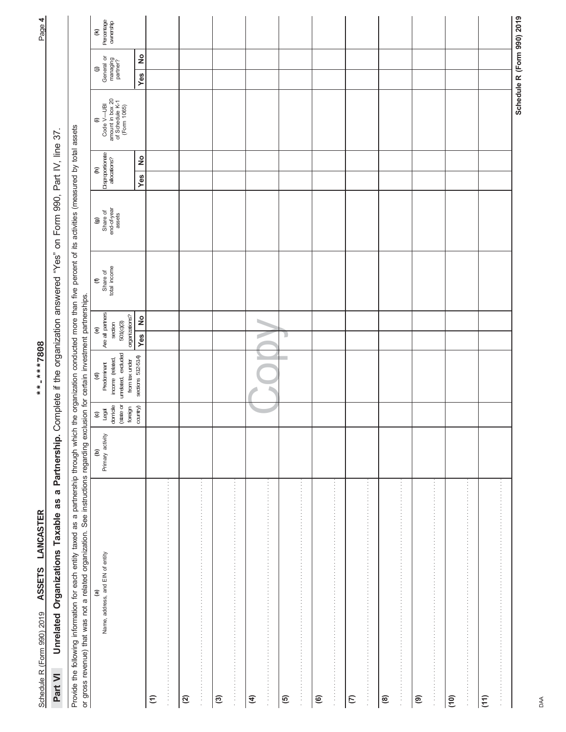Schedule R (Form 990) 2019 ASSETS LANCASTER **-***7808

## Part VI Unrelated Organizations Taxable as a Partnership. Complete if the organization answered "Yes" on Form 990, Part IV, line 37.

Provide the following information for each entity taxed as a partnership through which the organization conducted more than five percent of its activities (measured by total assets or gross revenue) that was not a related organization. See instructions regarding exclusion for certain investment partnerships.

| (a) Name, address, and EIN of entity | (b) Primary activity | (c) Legal domicile (state or foreign country) | (d) Predominant income (related, unrelated, excluded from tax under sections 512-514) | (e) Are all partners section 501(c)(3) organizations? | | (f) Share of total income | (g) Share of end-of-year assets | (h) Disproportionate allocations? | | (i) Code V—UBI amount in box 20 of Schedule K-1 (Form 1065) | (j) General or managing partner? | | (k) Percentage ownership |
|---|---|---|---|---|---|---|---|---|---|---|---|---|---|
| | | | | Yes | No | | | Yes | No | | Yes | No | |
| (1) | | | | | | | | | | | | | |
| (2) | | | | | | | | | | | | | |
| (3) | | | | | | | | | | | | | |
| (4) | | | | | | | | | | | | | |
| (5) | | | | | | | | | | | | | |
| (6) | | | | | | | | | | | | | |
| (7) | | | | | | | | | | | | | |
| (8) | | | | | | | | | | | | | |
| (9) | | | | | | | | | | | | | |
| (10) | | | | | | | | | | | | | |
| (11) | | | | | | | | | | | | | |

Copy

Schedule R (Form 990) 2019

DAA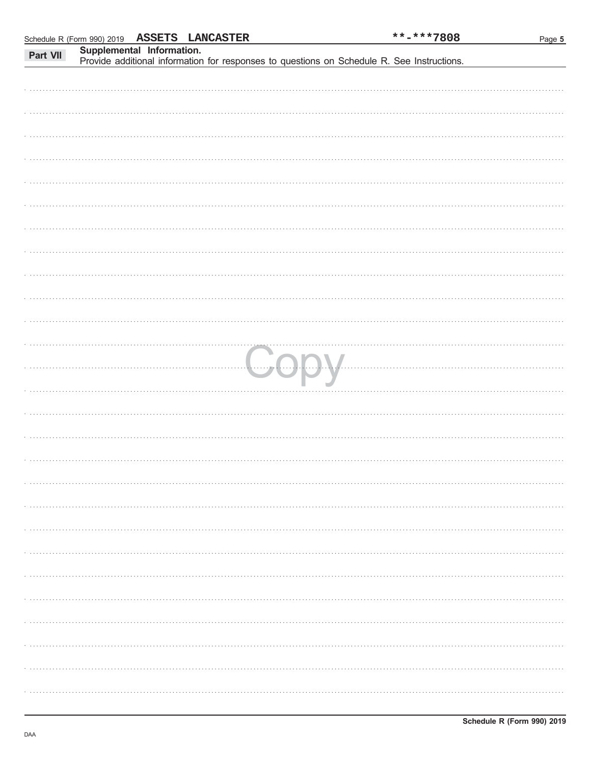Schedule R (Form 990) 2019 **ASSETS LANCASTER** **-***7808

## Part VII Supplemental Information.

Provide additional information for responses to questions on Schedule R. See Instructions.

Copy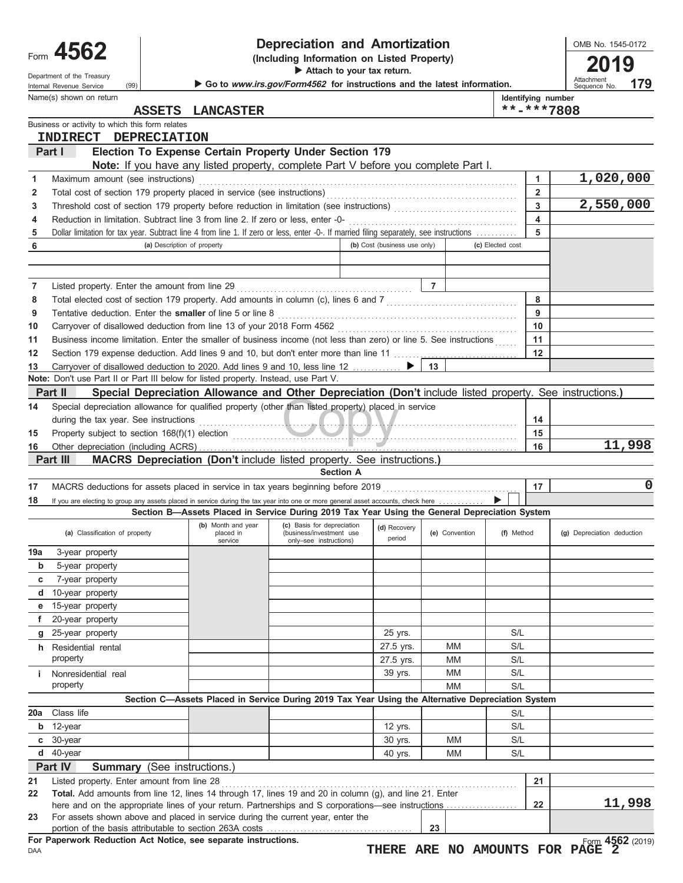Form **4562**

Department of the Treasury
Internal Revenue Service (99)

# Depreciation and Amortization

**(Including Information on Listed Property)**

▶ Attach to your tax return.

▶ Go to *www.irs.gov/Form4562* for instructions and the latest information.

OMB No. 1545-0172

**2019**

Attachment Sequence No. **179**

Name(s) shown on return: **ASSETS LANCASTER**

Identifying number: **\*\*-\*\*\*7808**

Business or activity to which this form relates: **INDIRECT DEPRECIATION**

## Part I Election To Expense Certain Property Under Section 179

**Note:** If you have any listed property, complete Part V before you complete Part I.

| | | | |
|---|---|---|---|
| 1 | Maximum amount (see instructions) | 1 | 1,020,000 |
| 2 | Total cost of section 179 property placed in service (see instructions) | 2 | |
| 3 | Threshold cost of section 179 property before reduction in limitation (see instructions) | 3 | 2,550,000 |
| 4 | Reduction in limitation. Subtract line 3 from line 2. If zero or less, enter -0- | 4 | |
| 5 | Dollar limitation for tax year. Subtract line 4 from line 1. If zero or less, enter -0-. If married filing separately, see instructions | 5 | |

| 6 (a) Description of property | (b) Cost (business use only) | (c) Elected cost |
|---|---|---|
| | | |
| | | |

| | | | |
|---|---|---|---|
| 7 | Listed property. Enter the amount from line 29 | 7 | |
| 8 | Total elected cost of section 179 property. Add amounts in column (c), lines 6 and 7 | 8 | |
| 9 | Tentative deduction. Enter the **smaller** of line 5 or line 8 | 9 | |
| 10 | Carryover of disallowed deduction from line 13 of your 2018 Form 4562 | 10 | |
| 11 | Business income limitation. Enter the smaller of business income (not less than zero) or line 5. See instructions | 11 | |
| 12 | Section 179 expense deduction. Add lines 9 and 10, but don't enter more than line 11 | 12 | |
| 13 | Carryover of disallowed deduction to 2020. Add lines 9 and 10, less line 12 ▶ | 13 | |

**Note:** Don't use Part II or Part III below for listed property. Instead, use Part V.

## Part II Special Depreciation Allowance and Other Depreciation (Don't include listed property. See instructions.)

| | | | |
|---|---|---|---|
| 14 | Special depreciation allowance for qualified property (other than listed property) placed in service during the tax year. See instructions | 14 | |
| 15 | Property subject to section 168(f)(1) election | 15 | |
| 16 | Other depreciation (including ACRS) | 16 | 11,998 |

## Part III MACRS Depreciation (Don't include listed property. See instructions.)

**Section A**

| | | | |
|---|---|---|---|
| 17 | MACRS deductions for assets placed in service in tax years beginning before 2019 | 17 | 0 |
| 18 | If you are electing to group any assets placed in service during the tax year into one or more general asset accounts, check here ▶ ☐ | | |

**Section B—Assets Placed in Service During 2019 Tax Year Using the General Depreciation System**

| (a) Classification of property | (b) Month and year placed in service | (c) Basis for depreciation (business/investment use only–see instructions) | (d) Recovery period | (e) Convention | (f) Method | (g) Depreciation deduction |
|---|---|---|---|---|---|---|
| 19a 3-year property | | | | | | |
| b 5-year property | | | | | | |
| c 7-year property | | | | | | |
| d 10-year property | | | | | | |
| e 15-year property | | | | | | |
| f 20-year property | | | | | | |
| g 25-year property | | | 25 yrs. | | S/L | |
| h Residential rental property | | | 27.5 yrs. | MM | S/L | |
| | | | 27.5 yrs. | MM | S/L | |
| i Nonresidential real property | | | 39 yrs. | MM | S/L | |
| | | | | MM | S/L | |

**Section C—Assets Placed in Service During 2019 Tax Year Using the Alternative Depreciation System**

| (a) Classification of property | (b) Month and year placed in service | (c) Basis for depreciation | (d) Recovery period | (e) Convention | (f) Method | (g) Depreciation deduction |
|---|---|---|---|---|---|---|
| 20a Class life | | | | | S/L | |
| b 12-year | | | 12 yrs. | | S/L | |
| c 30-year | | | 30 yrs. | MM | S/L | |
| d 40-year | | | 40 yrs. | MM | S/L | |

## Part IV Summary (See instructions.)

| | | | |
|---|---|---|---|
| 21 | Listed property. Enter amount from line 28 | 21 | |
| 22 | **Total.** Add amounts from line 12, lines 14 through 17, lines 19 and 20 in column (g), and line 21. Enter here and on the appropriate lines of your return. Partnerships and S corporations—see instructions | 22 | 11,998 |
| 23 | For assets shown above and placed in service during the current year, enter the portion of the basis attributable to section 263A costs | 23 | |

**For Paperwork Reduction Act Notice, see separate instructions.**

DAA

Form **4562** (2019)

**THERE ARE NO AMOUNTS FOR PAGE 2**